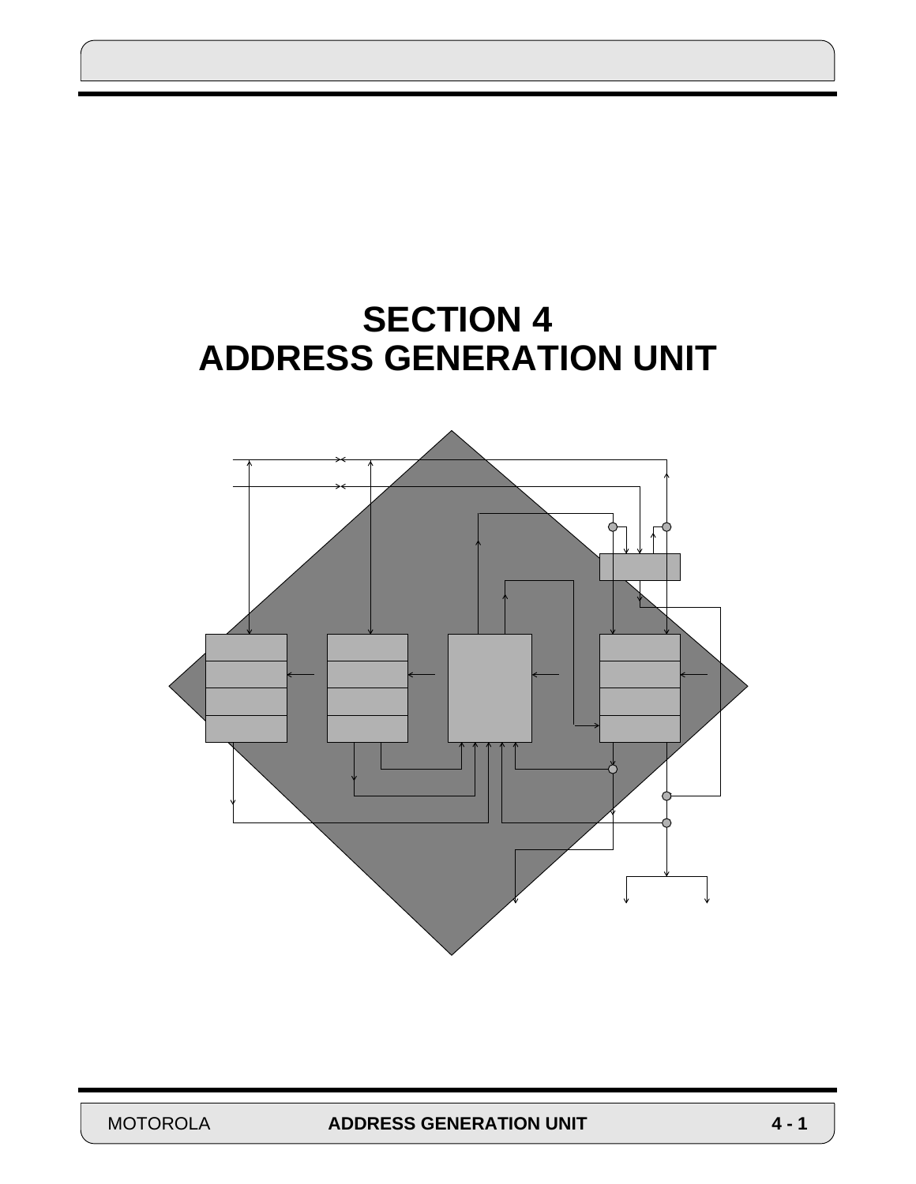# SECTION 4
# ADDRESS GENERATION UNIT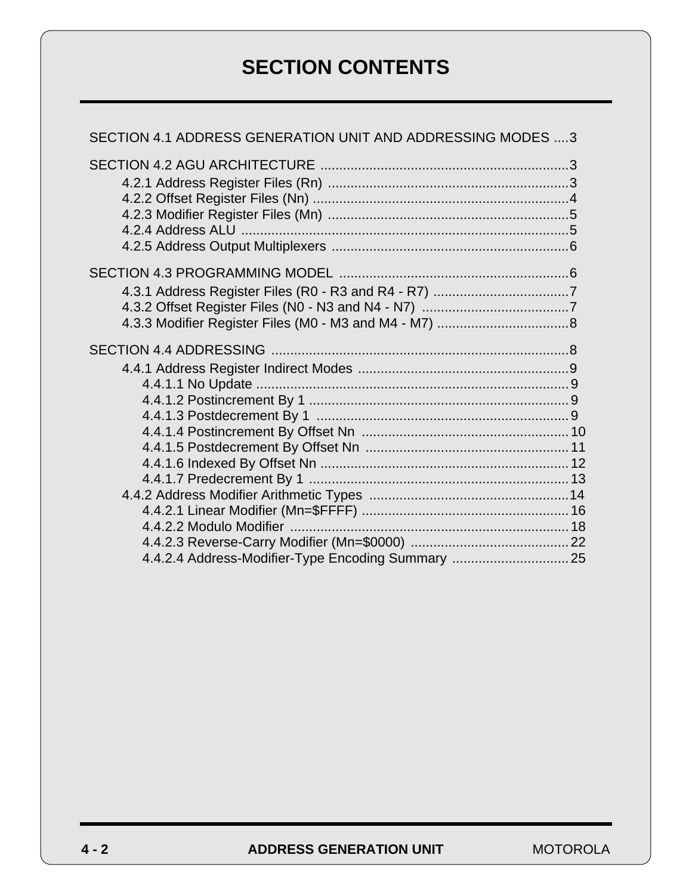# SECTION CONTENTS

SECTION 4.1 ADDRESS GENERATION UNIT AND ADDRESSING MODES ....3

SECTION 4.2 AGU ARCHITECTURE .................................................................3

- 4.2.1 Address Register Files (Rn) ................................................................3
- 4.2.2 Offset Register Files (Nn) ....................................................................4
- 4.2.3 Modifier Register Files (Mn) ................................................................5
- 4.2.4 Address ALU ........................................................................................5
- 4.2.5 Address Output Multiplexers ...............................................................6

SECTION 4.3 PROGRAMMING MODEL .............................................................6

- 4.3.1 Address Register Files (R0 - R3 and R4 - R7) ....................................7
- 4.3.2 Offset Register Files (N0 - N3 and N4 - N7) .......................................7
- 4.3.3 Modifier Register Files (M0 - M3 and M4 - M7) ...................................8

SECTION 4.4 ADDRESSING ...............................................................................8

- 4.4.1 Address Register Indirect Modes ........................................................9
  - 4.4.1.1 No Update ...................................................................................9
  - 4.4.1.2 Postincrement By 1 .....................................................................9
  - 4.4.1.3 Postdecrement By 1 ...................................................................9
  - 4.4.1.4 Postincrement By Offset Nn .......................................................10
  - 4.4.1.5 Postdecrement By Offset Nn ......................................................11
  - 4.4.1.6 Indexed By Offset Nn ..................................................................12
  - 4.4.1.7 Predecrement By 1 .....................................................................13
- 4.4.2 Address Modifier Arithmetic Types .....................................................14
  - 4.4.2.1 Linear Modifier (Mn=$FFFF) .......................................................16
  - 4.4.2.2 Modulo Modifier ..........................................................................18
  - 4.4.2.3 Reverse-Carry Modifier (Mn=$0000) ..........................................22
  - 4.4.2.4 Address-Modifier-Type Encoding Summary ...............................25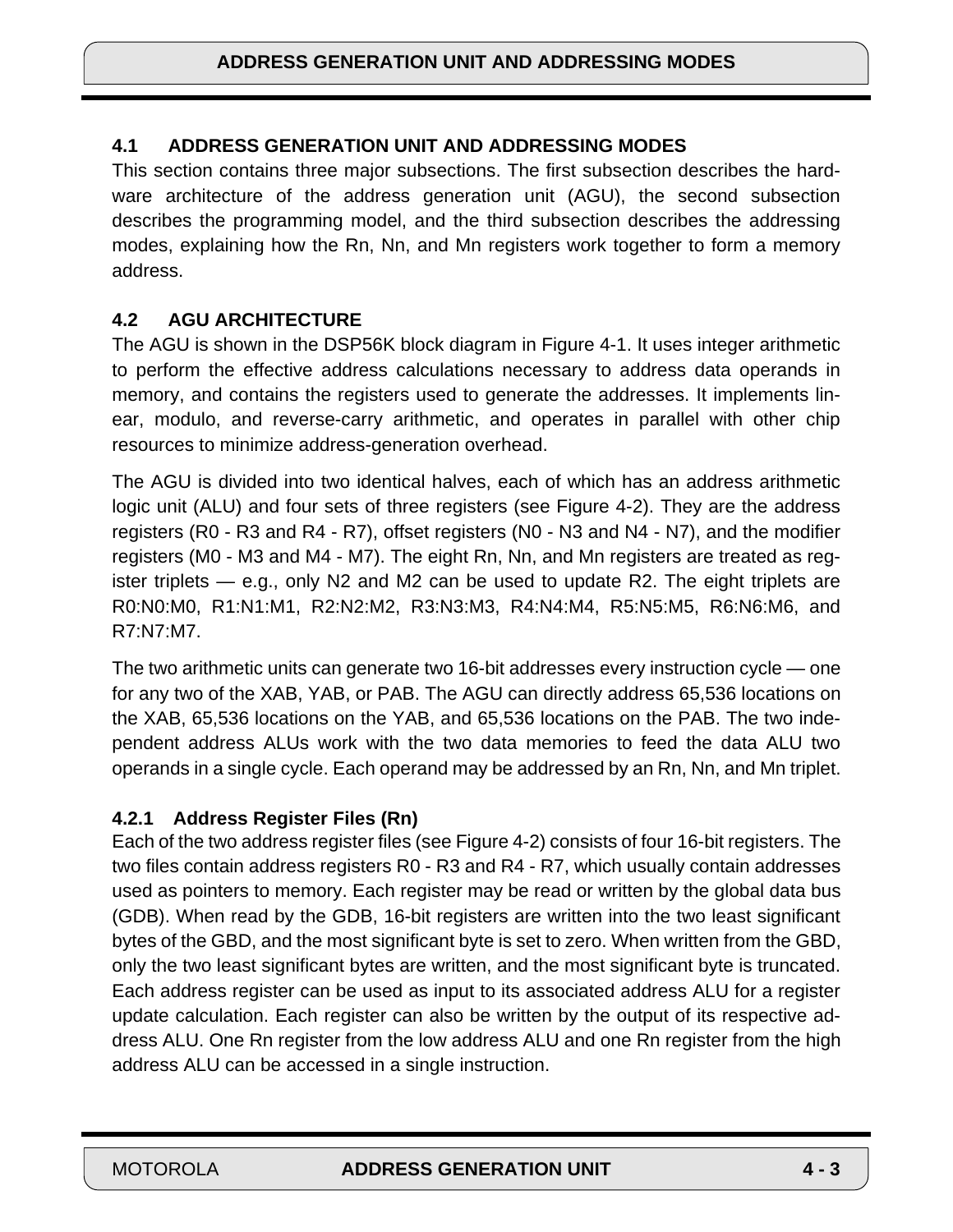## 4.1 ADDRESS GENERATION UNIT AND ADDRESSING MODES

This section contains three major subsections. The first subsection describes the hardware architecture of the address generation unit (AGU), the second subsection describes the programming model, and the third subsection describes the addressing modes, explaining how the Rn, Nn, and Mn registers work together to form a memory address.

## 4.2 AGU ARCHITECTURE

The AGU is shown in the DSP56K block diagram in Figure 4-1. It uses integer arithmetic to perform the effective address calculations necessary to address data operands in memory, and contains the registers used to generate the addresses. It implements linear, modulo, and reverse-carry arithmetic, and operates in parallel with other chip resources to minimize address-generation overhead.

The AGU is divided into two identical halves, each of which has an address arithmetic logic unit (ALU) and four sets of three registers (see Figure 4-2). They are the address registers (R0 - R3 and R4 - R7), offset registers (N0 - N3 and N4 - N7), and the modifier registers (M0 - M3 and M4 - M7). The eight Rn, Nn, and Mn registers are treated as register triplets — e.g., only N2 and M2 can be used to update R2. The eight triplets are R0:N0:M0, R1:N1:M1, R2:N2:M2, R3:N3:M3, R4:N4:M4, R5:N5:M5, R6:N6:M6, and R7:N7:M7.

The two arithmetic units can generate two 16-bit addresses every instruction cycle — one for any two of the XAB, YAB, or PAB. The AGU can directly address 65,536 locations on the XAB, 65,536 locations on the YAB, and 65,536 locations on the PAB. The two independent address ALUs work with the two data memories to feed the data ALU two operands in a single cycle. Each operand may be addressed by an Rn, Nn, and Mn triplet.

### 4.2.1 Address Register Files (Rn)

Each of the two address register files (see Figure 4-2) consists of four 16-bit registers. The two files contain address registers R0 - R3 and R4 - R7, which usually contain addresses used as pointers to memory. Each register may be read or written by the global data bus (GDB). When read by the GDB, 16-bit registers are written into the two least significant bytes of the GBD, and the most significant byte is set to zero. When written from the GBD, only the two least significant bytes are written, and the most significant byte is truncated. Each address register can be used as input to its associated address ALU for a register update calculation. Each register can also be written by the output of its respective address ALU. One Rn register from the low address ALU and one Rn register from the high address ALU can be accessed in a single instruction.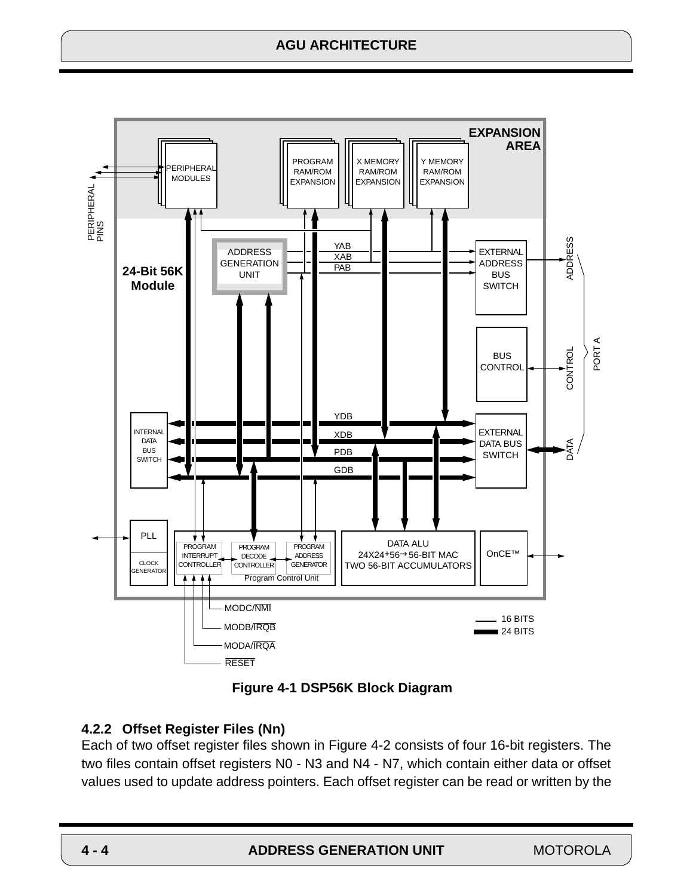Figure 4-1 DSP56K Block Diagram

### 4.2.2 Offset Register Files (Nn)

Each of two offset register files shown in Figure 4-2 consists of four 16-bit registers. The two files contain offset registers N0 - N3 and N4 - N7, which contain either data or offset values used to update address pointers. Each offset register can be read or written by the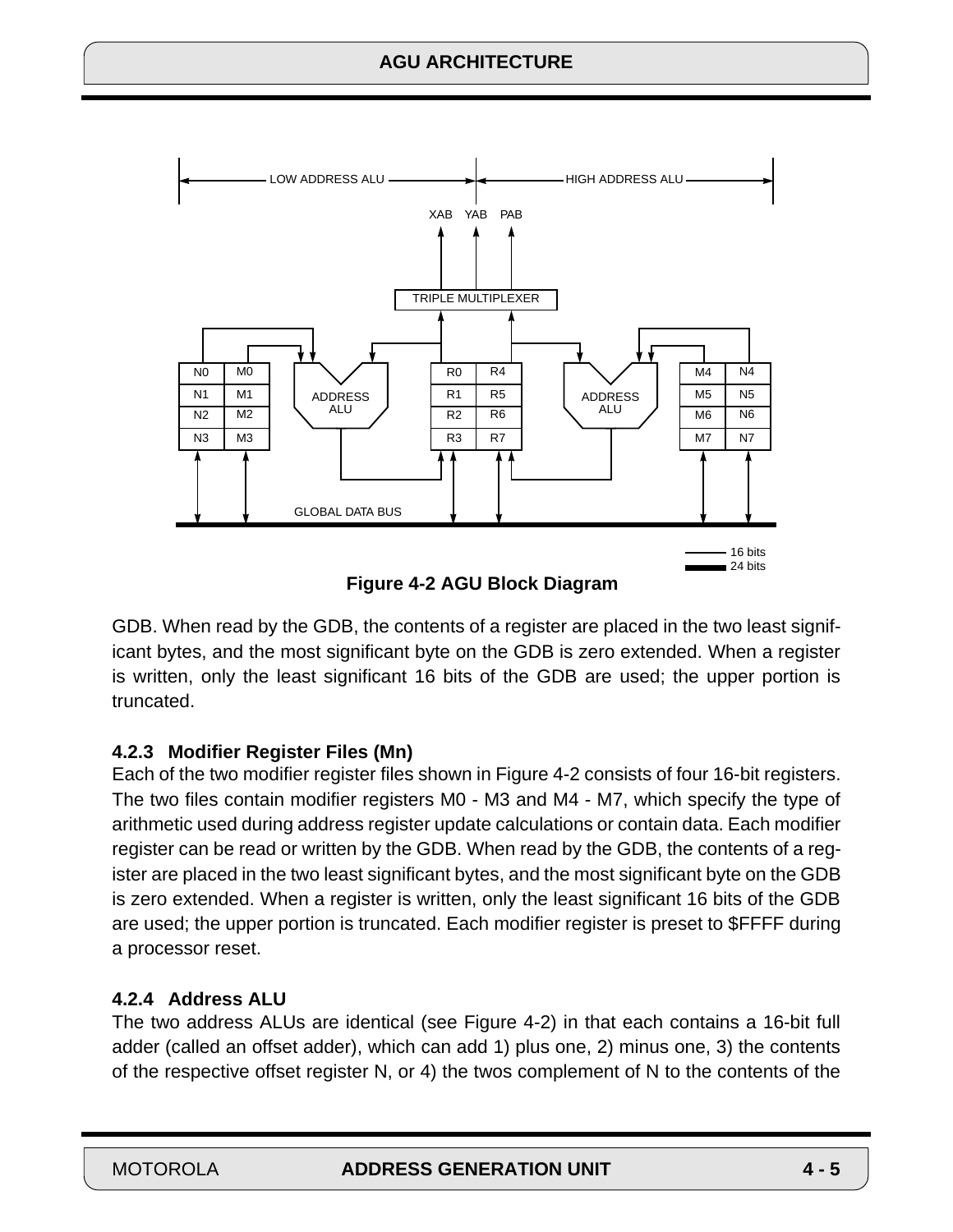**Figure 4-2 AGU Block Diagram**

GDB. When read by the GDB, the contents of a register are placed in the two least significant bytes, and the most significant byte on the GDB is zero extended. When a register is written, only the least significant 16 bits of the GDB are used; the upper portion is truncated.

### 4.2.3 Modifier Register Files (Mn)

Each of the two modifier register files shown in Figure 4-2 consists of four 16-bit registers. The two files contain modifier registers M0 - M3 and M4 - M7, which specify the type of arithmetic used during address register update calculations or contain data. Each modifier register can be read or written by the GDB. When read by the GDB, the contents of a register are placed in the two least significant bytes, and the most significant byte on the GDB is zero extended. When a register is written, only the least significant 16 bits of the GDB are used; the upper portion is truncated. Each modifier register is preset to $FFFF during a processor reset.

### 4.2.4 Address ALU

The two address ALUs are identical (see Figure 4-2) in that each contains a 16-bit full adder (called an offset adder), which can add 1) plus one, 2) minus one, 3) the contents of the respective offset register N, or 4) the twos complement of N to the contents of the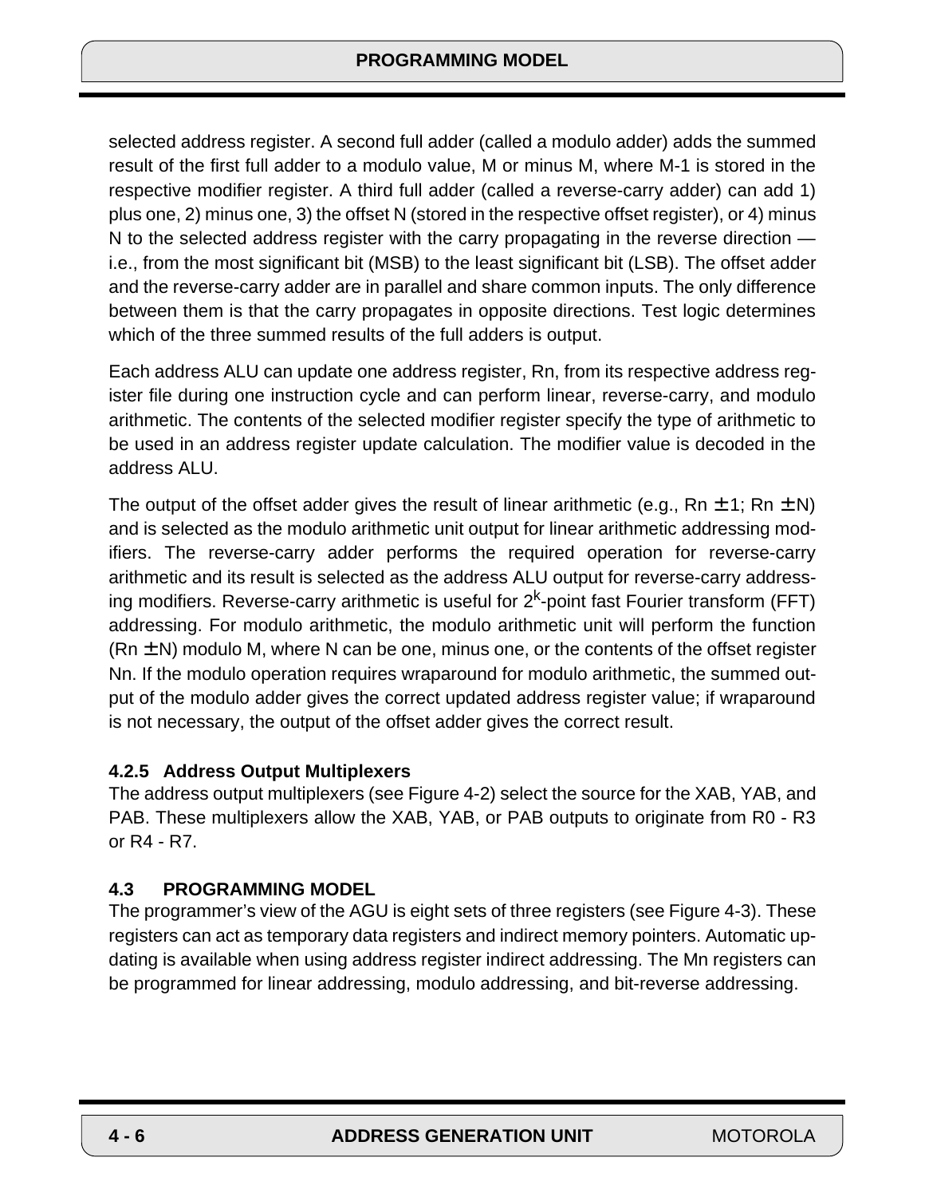selected address register. A second full adder (called a modulo adder) adds the summed result of the first full adder to a modulo value, M or minus M, where M-1 is stored in the respective modifier register. A third full adder (called a reverse-carry adder) can add 1) plus one, 2) minus one, 3) the offset N (stored in the respective offset register), or 4) minus N to the selected address register with the carry propagating in the reverse direction — i.e., from the most significant bit (MSB) to the least significant bit (LSB). The offset adder and the reverse-carry adder are in parallel and share common inputs. The only difference between them is that the carry propagates in opposite directions. Test logic determines which of the three summed results of the full adders is output.

Each address ALU can update one address register, Rn, from its respective address register file during one instruction cycle and can perform linear, reverse-carry, and modulo arithmetic. The contents of the selected modifier register specify the type of arithmetic to be used in an address register update calculation. The modifier value is decoded in the address ALU.

The output of the offset adder gives the result of linear arithmetic (e.g., Rn ± 1; Rn ± N) and is selected as the modulo arithmetic unit output for linear arithmetic addressing modifiers. The reverse-carry adder performs the required operation for reverse-carry arithmetic and its result is selected as the address ALU output for reverse-carry addressing modifiers. Reverse-carry arithmetic is useful for $2^k$-point fast Fourier transform (FFT) addressing. For modulo arithmetic, the modulo arithmetic unit will perform the function (Rn ± N) modulo M, where N can be one, minus one, or the contents of the offset register Nn. If the modulo operation requires wraparound for modulo arithmetic, the summed output of the modulo adder gives the correct updated address register value; if wraparound is not necessary, the output of the offset adder gives the correct result.

### 4.2.5 Address Output Multiplexers

The address output multiplexers (see Figure 4-2) select the source for the XAB, YAB, and PAB. These multiplexers allow the XAB, YAB, or PAB outputs to originate from R0 - R3 or R4 - R7.

## 4.3 PROGRAMMING MODEL

The programmer's view of the AGU is eight sets of three registers (see Figure 4-3). These registers can act as temporary data registers and indirect memory pointers. Automatic updating is available when using address register indirect addressing. The Mn registers can be programmed for linear addressing, modulo addressing, and bit-reverse addressing.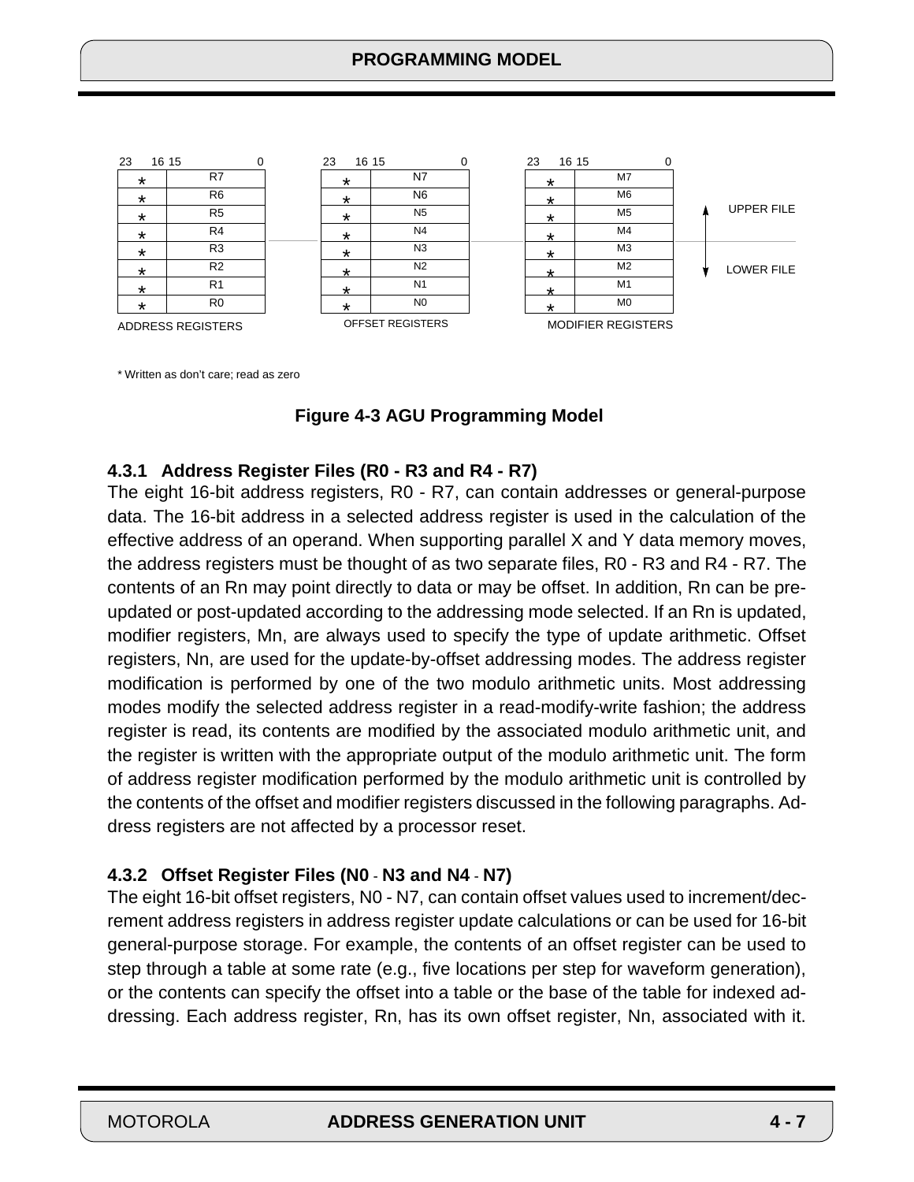| 23 16 | 15 0 | | 23 16 | 15 0 | | 23 16 | 15 0 | |
|---|---|---|---|---|---|---|---|---|
| * | R7 | | * | N7 | | * | M7 | |
| * | R6 | | * | N6 | | * | M6 | |
| * | R5 | | * | N5 | | * | M5 | UPPER FILE |
| * | R4 | | * | N4 | | * | M4 | |
| * | R3 | | * | N3 | | * | M3 | |
| * | R2 | | * | N2 | | * | M2 | LOWER FILE |
| * | R1 | | * | N1 | | * | M1 | |
| * | R0 | | * | N0 | | * | M0 | |
| ADDRESS REGISTERS | | | OFFSET REGISTERS | | | MODIFIER REGISTERS | | |

* Written as don't care; read as zero

**Figure 4-3 AGU Programming Model**

### 4.3.1 Address Register Files (R0 - R3 and R4 - R7)

The eight 16-bit address registers, R0 - R7, can contain addresses or general-purpose data. The 16-bit address in a selected address register is used in the calculation of the effective address of an operand. When supporting parallel X and Y data memory moves, the address registers must be thought of as two separate files, R0 - R3 and R4 - R7. The contents of an Rn may point directly to data or may be offset. In addition, Rn can be pre-updated or post-updated according to the addressing mode selected. If an Rn is updated, modifier registers, Mn, are always used to specify the type of update arithmetic. Offset registers, Nn, are used for the update-by-offset addressing modes. The address register modification is performed by one of the two modulo arithmetic units. Most addressing modes modify the selected address register in a read-modify-write fashion; the address register is read, its contents are modified by the associated modulo arithmetic unit, and the register is written with the appropriate output of the modulo arithmetic unit. The form of address register modification performed by the modulo arithmetic unit is controlled by the contents of the offset and modifier registers discussed in the following paragraphs. Address registers are not affected by a processor reset.

### 4.3.2 Offset Register Files (N0 - N3 and N4 - N7)

The eight 16-bit offset registers, N0 - N7, can contain offset values used to increment/decrement address registers in address register update calculations or can be used for 16-bit general-purpose storage. For example, the contents of an offset register can be used to step through a table at some rate (e.g., five locations per step for waveform generation), or the contents can specify the offset into a table or the base of the table for indexed addressing. Each address register, Rn, has its own offset register, Nn, associated with it.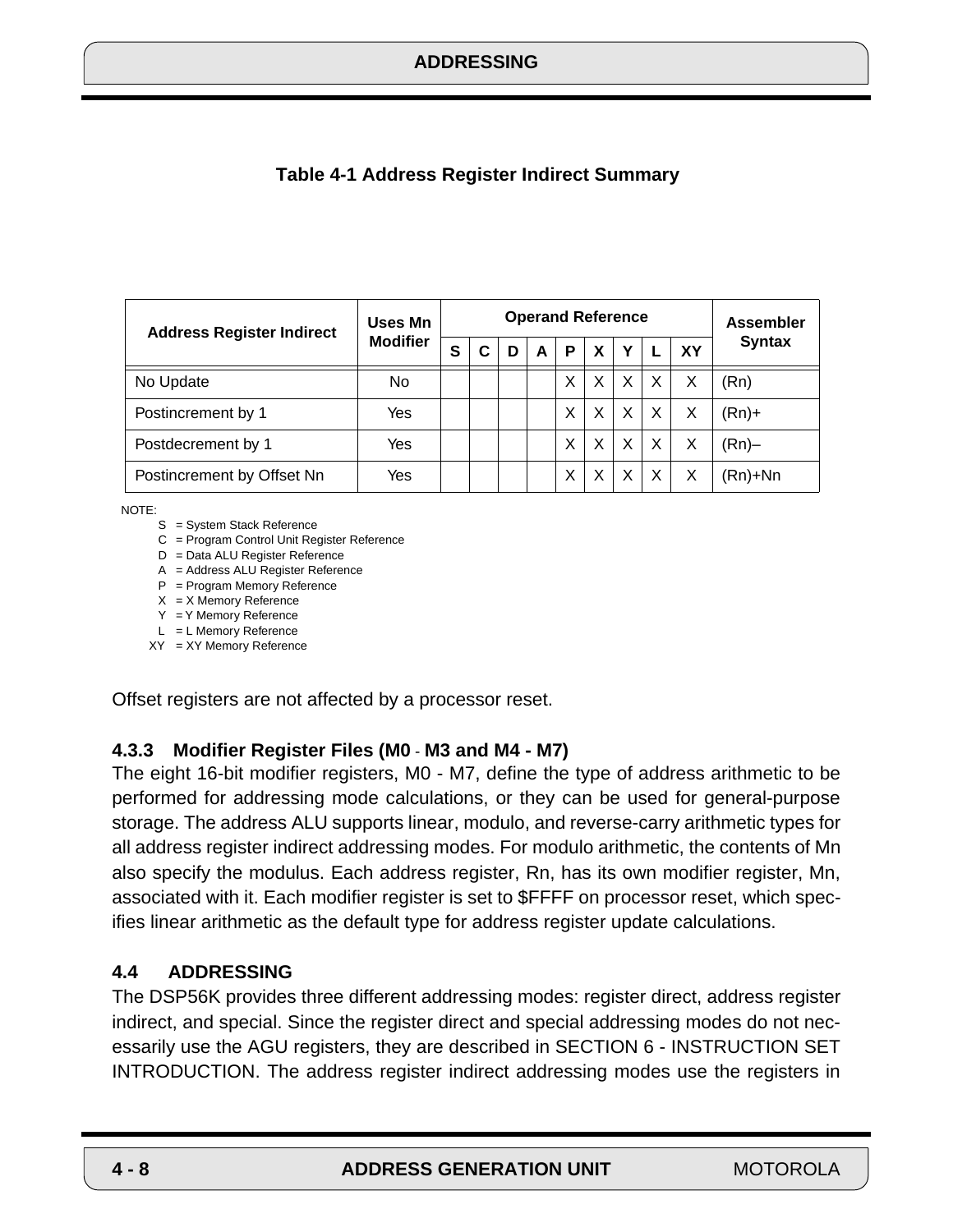**Table 4-1 Address Register Indirect Summary**

| Address Register Indirect | Uses Mn Modifier | Operand Reference | | | | | | | | | Assembler Syntax |
|---|---|---|---|---|---|---|---|---|---|---|---|
| | | S | C | D | A | P | X | Y | L | XY | |
| No Update | No | | | | | X | X | X | X | X | (Rn) |
| Postincrement by 1 | Yes | | | | | X | X | X | X | X | (Rn)+ |
| Postdecrement by 1 | Yes | | | | | X | X | X | X | X | (Rn)– |
| Postincrement by Offset Nn | Yes | | | | | X | X | X | X | X | (Rn)+Nn |

NOTE:
- S = System Stack Reference
- C = Program Control Unit Register Reference
- D = Data ALU Register Reference
- A = Address ALU Register Reference
- P = Program Memory Reference
- X = X Memory Reference
- Y = Y Memory Reference
- L = L Memory Reference
- XY = XY Memory Reference

Offset registers are not affected by a processor reset.

### 4.3.3 Modifier Register Files (M0 - M3 and M4 - M7)

The eight 16-bit modifier registers, M0 - M7, define the type of address arithmetic to be performed for addressing mode calculations, or they can be used for general-purpose storage. The address ALU supports linear, modulo, and reverse-carry arithmetic types for all address register indirect addressing modes. For modulo arithmetic, the contents of Mn also specify the modulus. Each address register, Rn, has its own modifier register, Mn, associated with it. Each modifier register is set to $FFFF on processor reset, which specifies linear arithmetic as the default type for address register update calculations.

## 4.4 ADDRESSING

The DSP56K provides three different addressing modes: register direct, address register indirect, and special. Since the register direct and special addressing modes do not necessarily use the AGU registers, they are described in SECTION 6 - INSTRUCTION SET INTRODUCTION. The address register indirect addressing modes use the registers in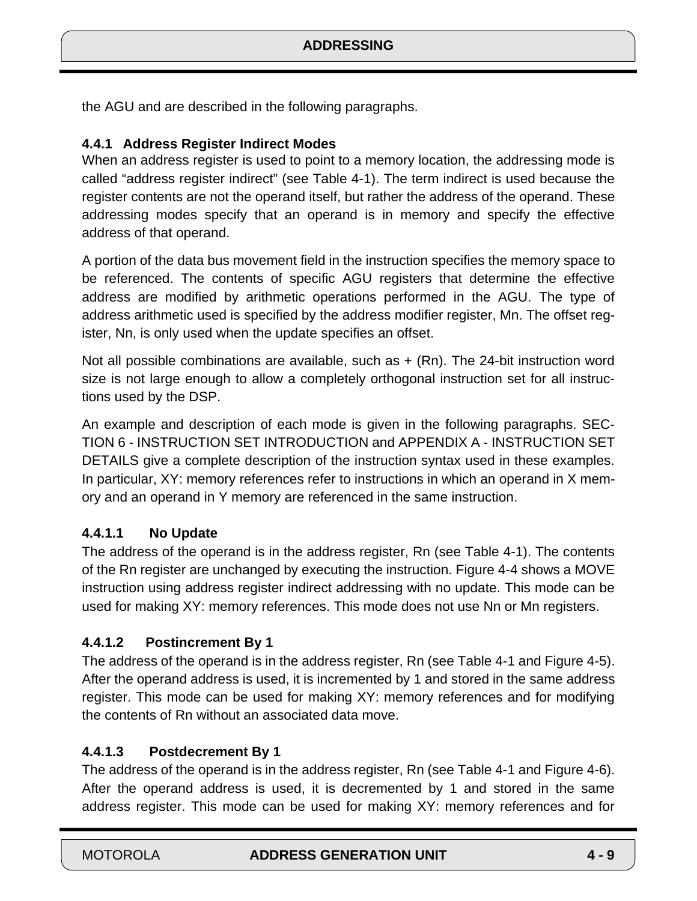the AGU and are described in the following paragraphs.

### 4.4.1 Address Register Indirect Modes

When an address register is used to point to a memory location, the addressing mode is called “address register indirect” (see Table 4-1). The term indirect is used because the register contents are not the operand itself, but rather the address of the operand. These addressing modes specify that an operand is in memory and specify the effective address of that operand.

A portion of the data bus movement field in the instruction specifies the memory space to be referenced. The contents of specific AGU registers that determine the effective address are modified by arithmetic operations performed in the AGU. The type of address arithmetic used is specified by the address modifier register, Mn. The offset register, Nn, is only used when the update specifies an offset.

Not all possible combinations are available, such as + (Rn). The 24-bit instruction word size is not large enough to allow a completely orthogonal instruction set for all instructions used by the DSP.

An example and description of each mode is given in the following paragraphs. SECTION 6 - INSTRUCTION SET INTRODUCTION and APPENDIX A - INSTRUCTION SET DETAILS give a complete description of the instruction syntax used in these examples. In particular, XY: memory references refer to instructions in which an operand in X memory and an operand in Y memory are referenced in the same instruction.

#### 4.4.1.1 No Update

The address of the operand is in the address register, Rn (see Table 4-1). The contents of the Rn register are unchanged by executing the instruction. Figure 4-4 shows a MOVE instruction using address register indirect addressing with no update. This mode can be used for making XY: memory references. This mode does not use Nn or Mn registers.

#### 4.4.1.2 Postincrement By 1

The address of the operand is in the address register, Rn (see Table 4-1 and Figure 4-5). After the operand address is used, it is incremented by 1 and stored in the same address register. This mode can be used for making XY: memory references and for modifying the contents of Rn without an associated data move.

#### 4.4.1.3 Postdecrement By 1

The address of the operand is in the address register, Rn (see Table 4-1 and Figure 4-6). After the operand address is used, it is decremented by 1 and stored in the same address register. This mode can be used for making XY: memory references and for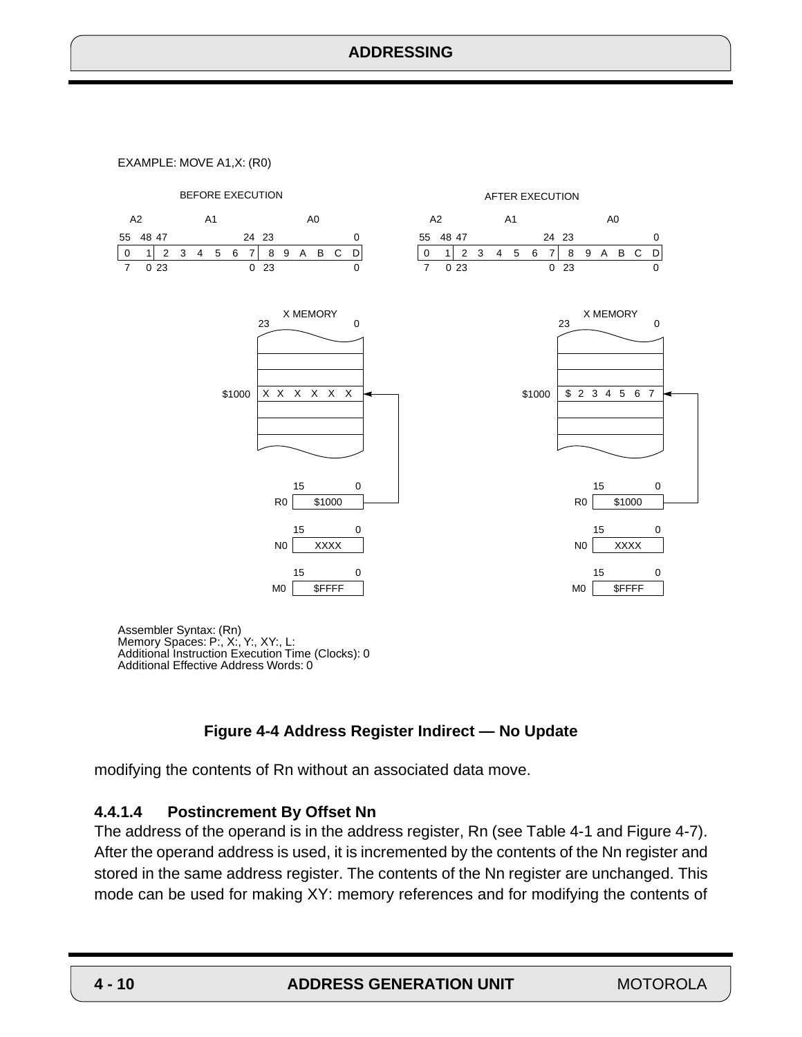EXAMPLE: MOVE A1,X: (R0)

BEFORE EXECUTION

| A2 | | A1 | | A0 | |
|---|---|---|---|---|---|
| 55 48 | | 47 24 | | 23 0 | |
| 0 | 1 | 2 3 4 5 6 7 | | 8 9 A B C D | |
| 7 0 | | 23 0 | | 23 0 | |

X MEMORY (23 0)

$1000: X X X X X X

| Register | 15 0 |
|---|---|
| R0 | $1000 |
| N0 | XXXX |
| M0 | $FFFF |

AFTER EXECUTION

| A2 | | A1 | | A0 | |
|---|---|---|---|---|---|
| 55 48 | | 47 24 | | 23 0 | |
| 0 | 1 | 2 3 4 5 6 7 | | 8 9 A B C D | |
| 7 0 | | 23 0 | | 23 0 | |

X MEMORY (23 0)

$1000: $ 2 3 4 5 6 7

| Register | 15 0 |
|---|---|
| R0 | $1000 |
| N0 | XXXX |
| M0 | $FFFF |

Assembler Syntax: (Rn)
Memory Spaces: P:, X:, Y:, XY:, L:
Additional Instruction Execution Time (Clocks): 0
Additional Effective Address Words: 0

**Figure 4-4 Address Register Indirect — No Update**

modifying the contents of Rn without an associated data move.

### 4.4.1.4 Postincrement By Offset Nn

The address of the operand is in the address register, Rn (see Table 4-1 and Figure 4-7). After the operand address is used, it is incremented by the contents of the Nn register and stored in the same address register. The contents of the Nn register are unchanged. This mode can be used for making XY: memory references and for modifying the contents of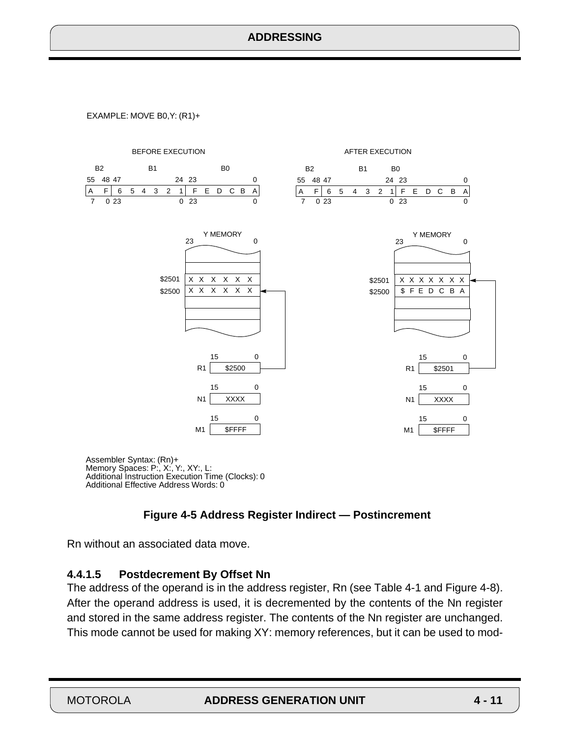EXAMPLE: MOVE B0,Y: (R1)+

BEFORE EXECUTION

| B2 | | B1 | | B0 | |
|---|---|---|---|---|---|
| 55 | 48 47 | | 24 23 | | 0 |
| A F | 6 5 4 3 2 1 | | F E D C B A | | |
| 7 | 0 23 | | 0 23 | | 0 |

AFTER EXECUTION

| B2 | | B1 | | B0 | |
|---|---|---|---|---|---|
| 55 | 48 47 | | 24 23 | | 0 |
| A F | 6 5 4 3 2 1 | | F E D C B A | | |
| 7 | 0 23 | | 0 23 | | 0 |

Y MEMORY (Before Execution)

| Address | 23 — 0 |
|---|---|
| $2501 | X X X X X X |
| $2500 | X X X X X X |

| Register | 15 — 0 |
|---|---|
| R1 | $2500 |
| N1 | XXXX |
| M1 | $FFFF |

Y MEMORY (After Execution)

| Address | 23 — 0 |
|---|---|
| $2501 | X X X X X X |
| $2500 | $ F E D C B A |

| Register | 15 — 0 |
|---|---|
| R1 | $2501 |
| N1 | XXXX |
| M1 | $FFFF |

Assembler Syntax: (Rn)+
Memory Spaces: P:, X:, Y:, XY:, L:
Additional Instruction Execution Time (Clocks): 0
Additional Effective Address Words: 0

**Figure 4-5 Address Register Indirect — Postincrement**

Rn without an associated data move.

#### 4.4.1.5 Postdecrement By Offset Nn

The address of the operand is in the address register, Rn (see Table 4-1 and Figure 4-8). After the operand address is used, it is decremented by the contents of the Nn register and stored in the same address register. The contents of the Nn register are unchanged. This mode cannot be used for making XY: memory references, but it can be used to mod-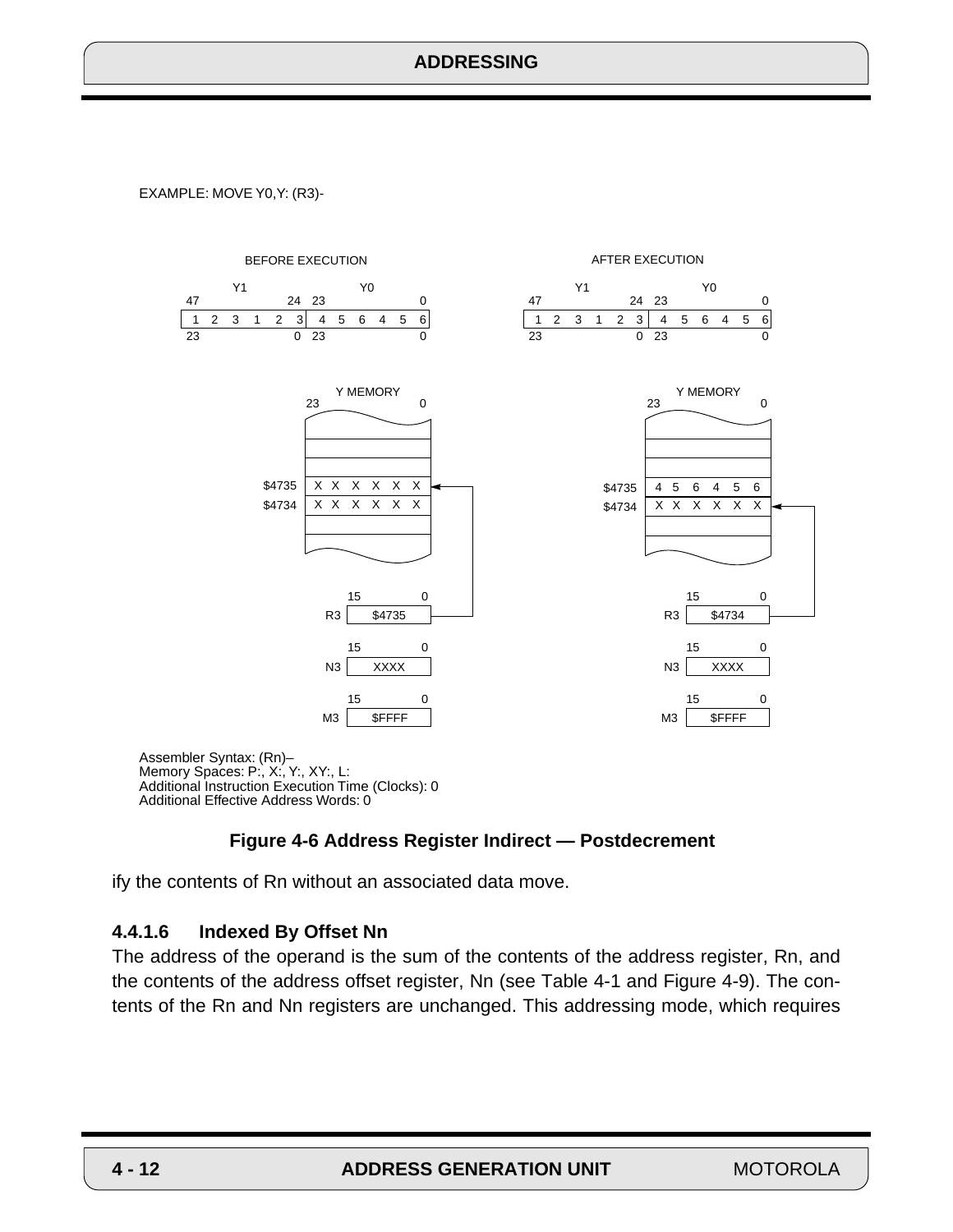EXAMPLE: MOVE Y0,Y: (R3)-

BEFORE EXECUTION

| | Y1 | Y0 |
|---|---|---|
| Bits | 47 … 24 | 23 … 0 |
| Contents | 1 2 3 1 2 3 | 4 5 6 4 5 6 |
| Bits | 23 … 0 | 23 … 0 |

Y MEMORY (bits 23 … 0)

| Address | Contents |
|---|---|
| $4735 | X X X X X X |
| $4734 | X X X X X X |

| Register (bits 15 … 0) | Contents |
|---|---|
| R3 | $4735 |
| N3 | XXXX |
| M3 | $FFFF |

AFTER EXECUTION

| | Y1 | Y0 |
|---|---|---|
| Bits | 47 … 24 | 23 … 0 |
| Contents | 1 2 3 1 2 3 | 4 5 6 4 5 6 |
| Bits | 23 … 0 | 23 … 0 |

Y MEMORY (bits 23 … 0)

| Address | Contents |
|---|---|
| $4735 | 4 5 6 4 5 6 |
| $4734 | X X X X X X |

| Register (bits 15 … 0) | Contents |
|---|---|
| R3 | $4734 |
| N3 | XXXX |
| M3 | $FFFF |

Assembler Syntax: (Rn)–
Memory Spaces: P:, X:, Y:, XY:, L:
Additional Instruction Execution Time (Clocks): 0
Additional Effective Address Words: 0

**Figure 4-6 Address Register Indirect — Postdecrement**

ify the contents of Rn without an associated data move.

### 4.4.1.6 Indexed By Offset Nn

The address of the operand is the sum of the contents of the address register, Rn, and the contents of the address offset register, Nn (see Table 4-1 and Figure 4-9). The contents of the Rn and Nn registers are unchanged. This addressing mode, which requires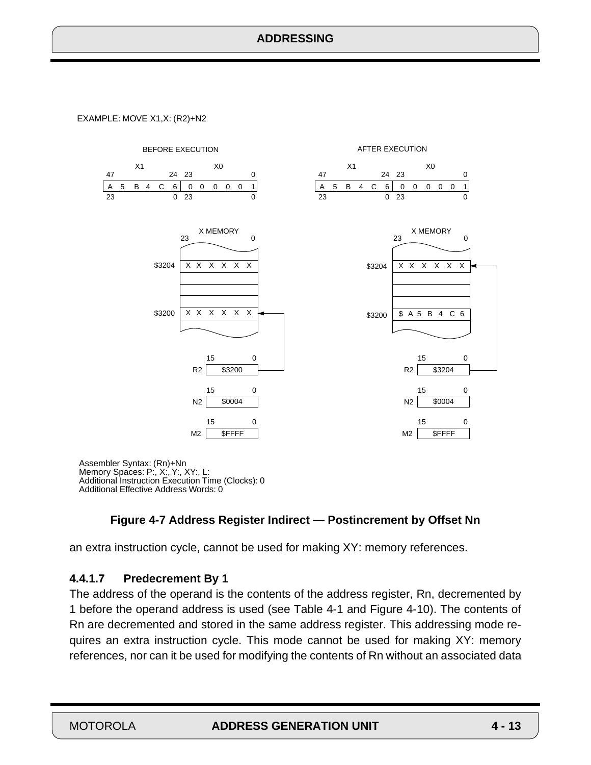EXAMPLE: MOVE X1,X: (R2)+N2

BEFORE EXECUTION

| | X1 | | X0 | |
|---|---|---|---|---|
| 47 | | 24 23 | | 0 |
| A 5 B 4 C 6 | | | 0 0 0 0 0 1 | |
| 23 | | 0 23 | | 0 |

X MEMORY (23 … 0)

| Address | Contents |
|---|---|
| $3204 | X X X X X X |
| | |
| | |
| $3200 | X X X X X X |

| Register | Value (15 … 0) |
|---|---|
| R2 | $3200 |
| N2 | $0004 |
| M2 | $FFFF |

AFTER EXECUTION

| | X1 | | X0 | |
|---|---|---|---|---|
| 47 | | 24 23 | | 0 |
| A 5 B 4 C 6 | | | 0 0 0 0 0 1 | |
| 23 | | 0 23 | | 0 |

X MEMORY (23 … 0)

| Address | Contents |
|---|---|
| $3204 | X X X X X X |
| | |
| | |
| $3200 | $ A 5 B 4 C 6 |

| Register | Value (15 … 0) |
|---|---|
| R2 | $3204 |
| N2 | $0004 |
| M2 | $FFFF |

Assembler Syntax: (Rn)+Nn
Memory Spaces: P:, X:, Y:, XY:, L:
Additional Instruction Execution Time (Clocks): 0
Additional Effective Address Words: 0

**Figure 4-7 Address Register Indirect — Postincrement by Offset Nn**

an extra instruction cycle, cannot be used for making XY: memory references.

### 4.4.1.7 Predecrement By 1

The address of the operand is the contents of the address register, Rn, decremented by 1 before the operand address is used (see Table 4-1 and Figure 4-10). The contents of Rn are decremented and stored in the same address register. This addressing mode requires an extra instruction cycle. This mode cannot be used for making XY: memory references, nor can it be used for modifying the contents of Rn without an associated data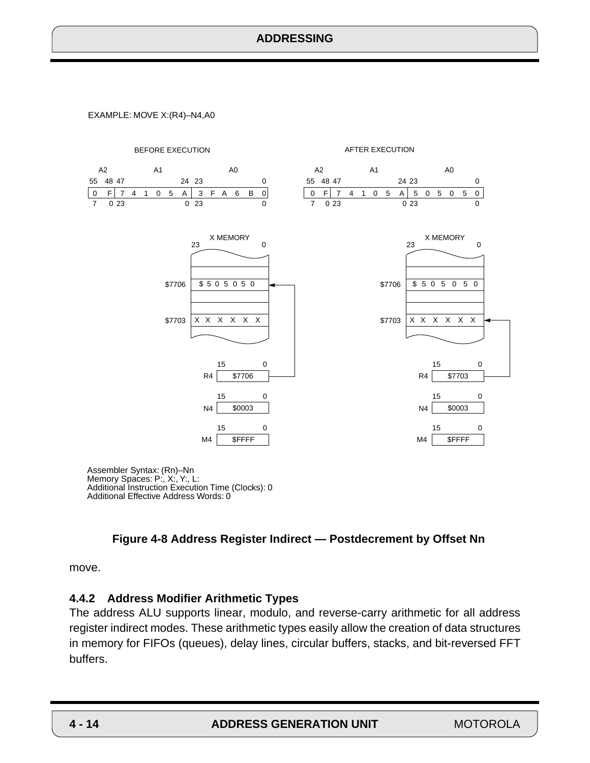EXAMPLE: MOVE X:(R4)–N4,A0

BEFORE EXECUTION

| A2 | A1 | A0 |
|---|---|---|
| 0 F | 7 4 1 0 5 A | 3 F A 6 B 0 |

X MEMORY

| Address | Contents |
|---|---|
| $7706 | $ 5 0 5 0 5 0 |
| $7703 | X X X X X X |

R4: $7706

N4: $0003

M4: $FFFF

AFTER EXECUTION

| A2 | A1 | A0 |
|---|---|---|
| 0 F | 7 4 1 0 5 A | 5 0 5 0 5 0 |

X MEMORY

| Address | Contents |
|---|---|
| $7706 | $ 5 0 5 0 5 0 |
| $7703 | X X X X X X |

R4: $7703

N4: $0003

M4: $FFFF

Assembler Syntax: (Rn)–Nn
Memory Spaces: P:, X:, Y:, L:
Additional Instruction Execution Time (Clocks): 0
Additional Effective Address Words: 0

**Figure 4-8 Address Register Indirect — Postdecrement by Offset Nn**

move.

### 4.4.2 Address Modifier Arithmetic Types

The address ALU supports linear, modulo, and reverse-carry arithmetic for all address register indirect modes. These arithmetic types easily allow the creation of data structures in memory for FIFOs (queues), delay lines, circular buffers, stacks, and bit-reversed FFT buffers.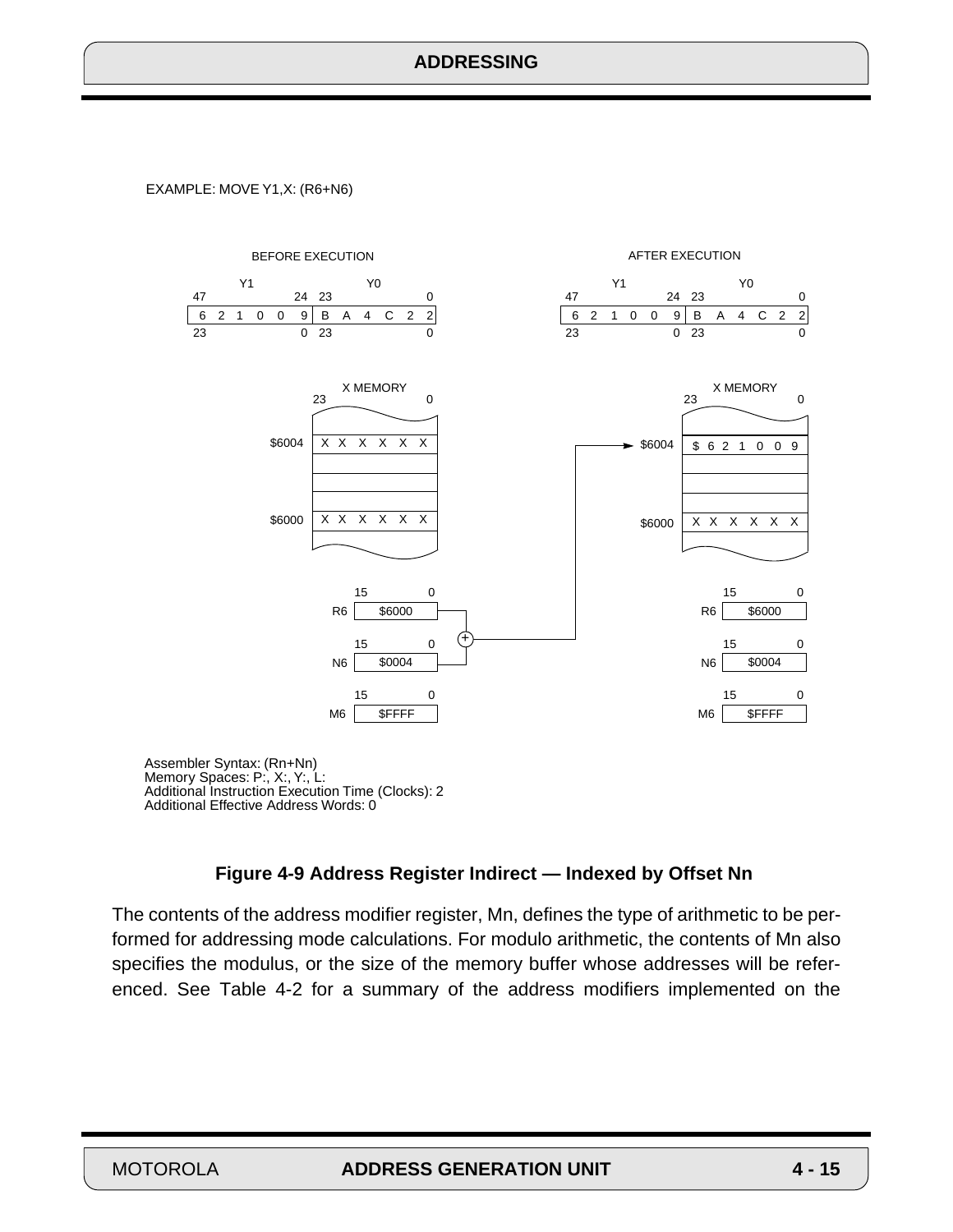EXAMPLE: MOVE Y1,X: (R6+N6)

BEFORE EXECUTION

| | Y1 | Y0 |
|---|---|---|
| | 47 ... 24 | 23 ... 0 |
| | 6 2 1 0 0 9 | B A 4 C 2 2 |
| | 23 ... 0 | 23 ... 0 |

X MEMORY (23 ... 0)

| Address | Contents |
|---|---|
| \$6004 | X X X X X X |
| \$6000 | X X X X X X |

| Register | Value (15 ... 0) |
|---|---|
| R6 | \$6000 |
| N6 | \$0004 |
| M6 | \$FFFF |

AFTER EXECUTION

| | Y1 | Y0 |
|---|---|---|
| | 47 ... 24 | 23 ... 0 |
| | 6 2 1 0 0 9 | B A 4 C 2 2 |
| | 23 ... 0 | 23 ... 0 |

X MEMORY (23 ... 0)

| Address | Contents |
|---|---|
| \$6004 | \$ 6 2 1 0 0 9 |
| \$6000 | X X X X X X |

| Register | Value (15 ... 0) |
|---|---|
| R6 | \$6000 |
| N6 | \$0004 |
| M6 | \$FFFF |

Assembler Syntax: (Rn+Nn)
Memory Spaces: P:, X:, Y:, L:
Additional Instruction Execution Time (Clocks): 2
Additional Effective Address Words: 0

**Figure 4-9 Address Register Indirect — Indexed by Offset Nn**

The contents of the address modifier register, Mn, defines the type of arithmetic to be performed for addressing mode calculations. For modulo arithmetic, the contents of Mn also specifies the modulus, or the size of the memory buffer whose addresses will be referenced. See Table 4-2 for a summary of the address modifiers implemented on the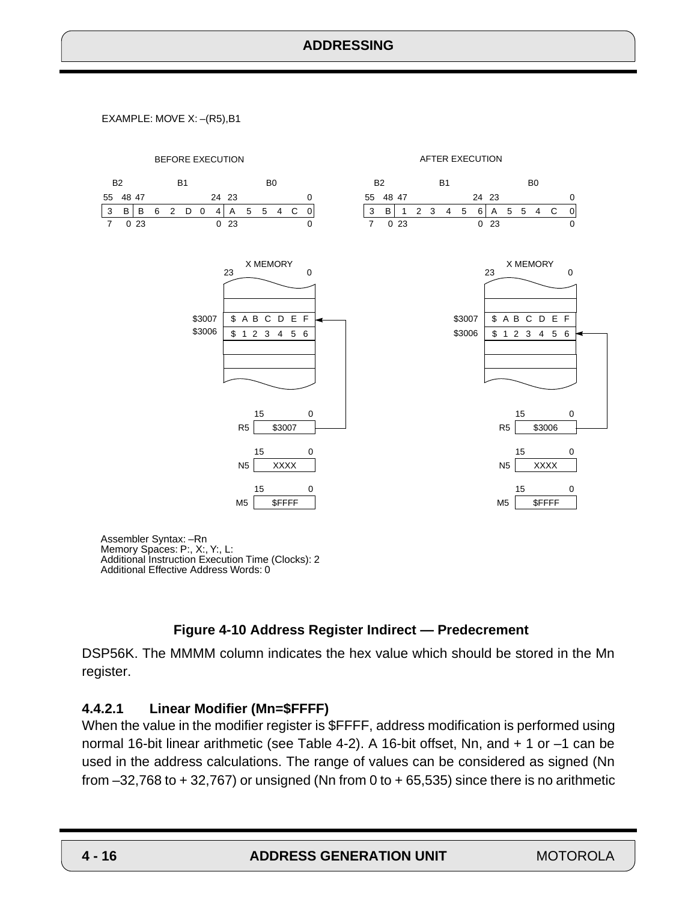EXAMPLE: MOVE X: –(R5),B1

BEFORE EXECUTION

| B2 | | B1 | | | | | | B0 | | | | | |
|---|---|---|---|---|---|---|---|---|---|---|---|---|---|
| 3 | B | B | 6 | 2 | D | 0 | 4 | A | 5 | 5 | 4 | C | 0 |

X MEMORY

| Address | Value |
|---|---|
| $3007 | $ABCDEF |
| $3006 | $123456 |

R5: $3007
N5: XXXX
M5: $FFFF

AFTER EXECUTION

| B2 | | B1 | | | | | | B0 | | | | | |
|---|---|---|---|---|---|---|---|---|---|---|---|---|---|
| 3 | B | 1 | 2 | 3 | 4 | 5 | 6 | A | 5 | 5 | 4 | C | 0 |

X MEMORY

| Address | Value |
|---|---|
| $3007 | $ABCDEF |
| $3006 | $123456 |

R5: $3006
N5: XXXX
M5: $FFFF

Assembler Syntax: –Rn
Memory Spaces: P:, X:, Y:, L:
Additional Instruction Execution Time (Clocks): 2
Additional Effective Address Words: 0

**Figure 4-10 Address Register Indirect — Predecrement**

DSP56K. The MMMM column indicates the hex value which should be stored in the Mn register.

#### 4.4.2.1 Linear Modifier (Mn=$FFFF)

When the value in the modifier register is $FFFF, address modification is performed using normal 16-bit linear arithmetic (see Table 4-2). A 16-bit offset, Nn, and + 1 or –1 can be used in the address calculations. The range of values can be considered as signed (Nn from –32,768 to + 32,767) or unsigned (Nn from 0 to + 65,535) since there is no arithmetic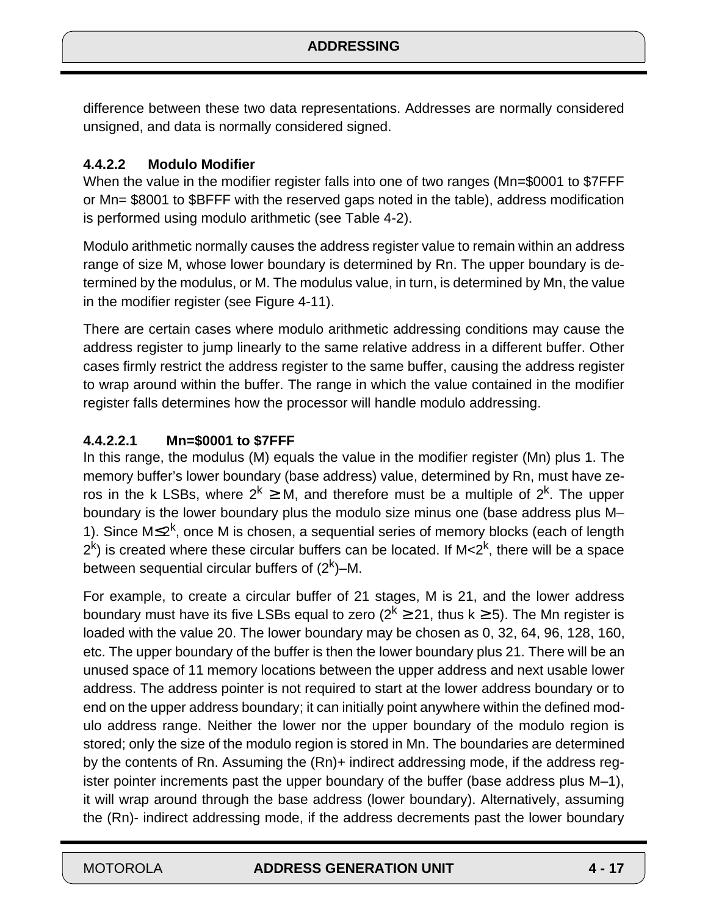difference between these two data representations. Addresses are normally considered unsigned, and data is normally considered signed.

#### 4.4.2.2 Modulo Modifier

When the value in the modifier register falls into one of two ranges (Mn=$0001 to $7FFF or Mn= $8001 to $BFFF with the reserved gaps noted in the table), address modification is performed using modulo arithmetic (see Table 4-2).

Modulo arithmetic normally causes the address register value to remain within an address range of size M, whose lower boundary is determined by Rn. The upper boundary is determined by the modulus, or M. The modulus value, in turn, is determined by Mn, the value in the modifier register (see Figure 4-11).

There are certain cases where modulo arithmetic addressing conditions may cause the address register to jump linearly to the same relative address in a different buffer. Other cases firmly restrict the address register to the same buffer, causing the address register to wrap around within the buffer. The range in which the value contained in the modifier register falls determines how the processor will handle modulo addressing.

##### 4.4.2.2.1 Mn=$0001 to $7FFF

In this range, the modulus (M) equals the value in the modifier register (Mn) plus 1. The memory buffer's lower boundary (base address) value, determined by Rn, must have zeros in the k LSBs, where $2^k \geq M$, and therefore must be a multiple of $2^k$. The upper boundary is the lower boundary plus the modulo size minus one (base address plus M–1). Since $M \leq 2^k$, once M is chosen, a sequential series of memory blocks (each of length $2^k$) is created where these circular buffers can be located. If $M < 2^k$, there will be a space between sequential circular buffers of $(2^k) - M$.

For example, to create a circular buffer of 21 stages, M is 21, and the lower address boundary must have its five LSBs equal to zero ($2^k \geq 21$, thus $k \geq 5$). The Mn register is loaded with the value 20. The lower boundary may be chosen as 0, 32, 64, 96, 128, 160, etc. The upper boundary of the buffer is then the lower boundary plus 21. There will be an unused space of 11 memory locations between the upper address and next usable lower address. The address pointer is not required to start at the lower address boundary or to end on the upper address boundary; it can initially point anywhere within the defined modulo address range. Neither the lower nor the upper boundary of the modulo region is stored; only the size of the modulo region is stored in Mn. The boundaries are determined by the contents of Rn. Assuming the (Rn)+ indirect addressing mode, if the address register pointer increments past the upper boundary of the buffer (base address plus M–1), it will wrap around through the base address (lower boundary). Alternatively, assuming the (Rn)- indirect addressing mode, if the address decrements past the lower boundary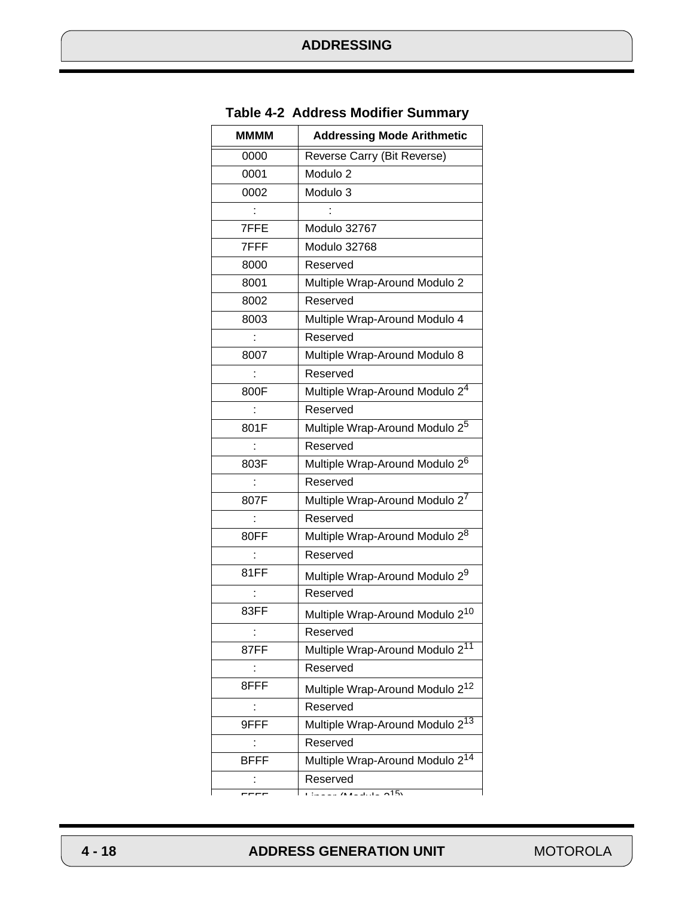**Table 4-2 Address Modifier Summary**

| MMMM | Addressing Mode Arithmetic |
|---|---|
| 0000 | Reverse Carry (Bit Reverse) |
| 0001 | Modulo 2 |
| 0002 | Modulo 3 |
| : | : |
| 7FFE | Modulo 32767 |
| 7FFF | Modulo 32768 |
| 8000 | Reserved |
| 8001 | Multiple Wrap-Around Modulo 2 |
| 8002 | Reserved |
| 8003 | Multiple Wrap-Around Modulo 4 |
| : | Reserved |
| 8007 | Multiple Wrap-Around Modulo 8 |
| : | Reserved |
| 800F | Multiple Wrap-Around Modulo $2^4$ |
| : | Reserved |
| 801F | Multiple Wrap-Around Modulo $2^5$ |
| : | Reserved |
| 803F | Multiple Wrap-Around Modulo $2^6$ |
| : | Reserved |
| 807F | Multiple Wrap-Around Modulo $2^7$ |
| : | Reserved |
| 80FF | Multiple Wrap-Around Modulo $2^8$ |
| : | Reserved |
| 81FF | Multiple Wrap-Around Modulo $2^9$ |
| : | Reserved |
| 83FF | Multiple Wrap-Around Modulo $2^{10}$ |
| : | Reserved |
| 87FF | Multiple Wrap-Around Modulo $2^{11}$ |
| : | Reserved |
| 8FFF | Multiple Wrap-Around Modulo $2^{12}$ |
| : | Reserved |
| 9FFF | Multiple Wrap-Around Modulo $2^{13}$ |
| : | Reserved |
| BFFF | Multiple Wrap-Around Modulo $2^{14}$ |
| : | Reserved |
| FFFF | Linear (Modulo $2^{15}$) |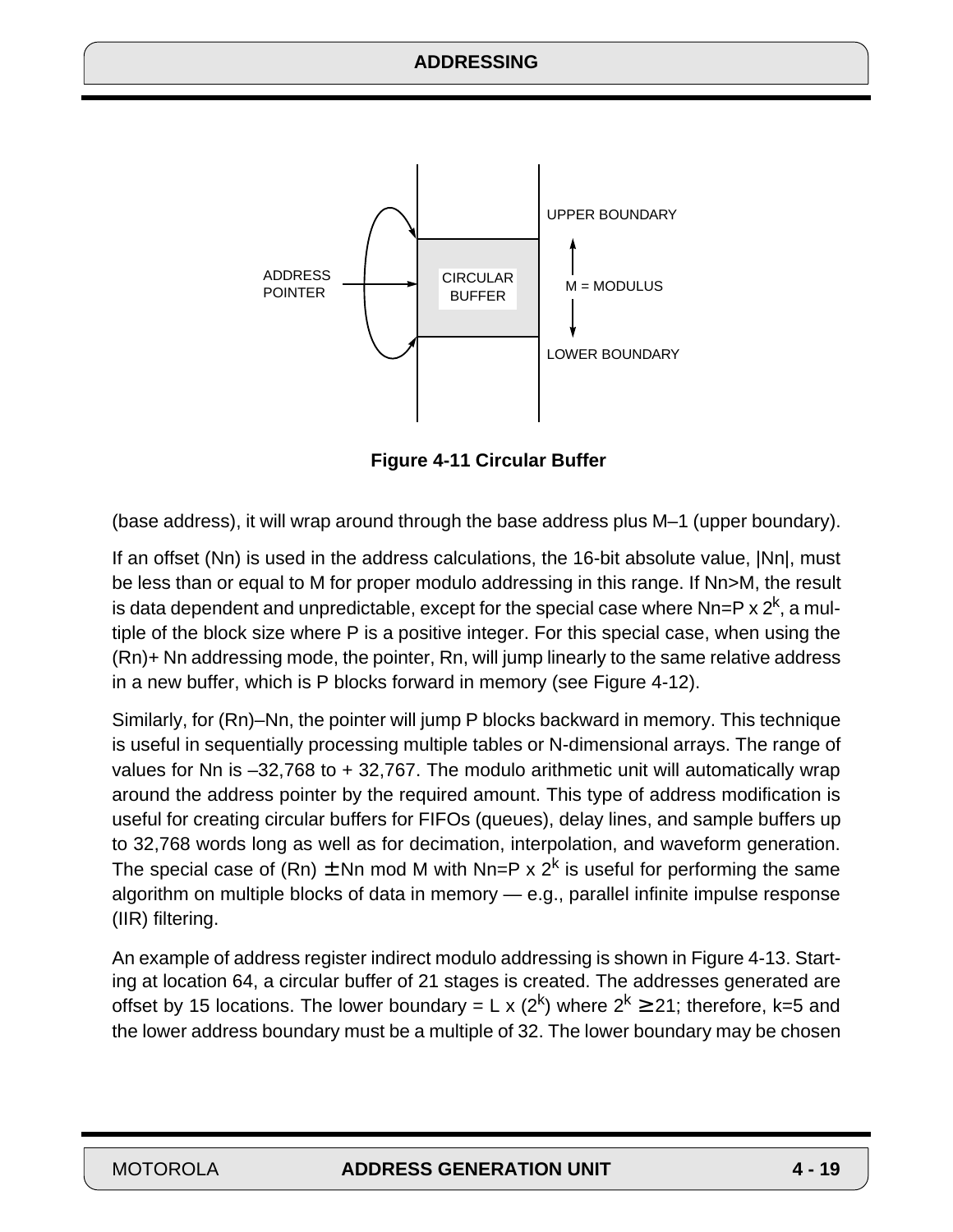Figure 4-11 Circular Buffer

(base address), it will wrap around through the base address plus M–1 (upper boundary).

If an offset (Nn) is used in the address calculations, the 16-bit absolute value, |Nn|, must be less than or equal to M for proper modulo addressing in this range. If Nn>M, the result is data dependent and unpredictable, except for the special case where Nn=P x $2^k$, a multiple of the block size where P is a positive integer. For this special case, when using the (Rn)+ Nn addressing mode, the pointer, Rn, will jump linearly to the same relative address in a new buffer, which is P blocks forward in memory (see Figure 4-12).

Similarly, for (Rn)–Nn, the pointer will jump P blocks backward in memory. This technique is useful in sequentially processing multiple tables or N-dimensional arrays. The range of values for Nn is –32,768 to + 32,767. The modulo arithmetic unit will automatically wrap around the address pointer by the required amount. This type of address modification is useful for creating circular buffers for FIFOs (queues), delay lines, and sample buffers up to 32,768 words long as well as for decimation, interpolation, and waveform generation. The special case of (Rn) $\pm$ Nn mod M with Nn=P x $2^k$ is useful for performing the same algorithm on multiple blocks of data in memory — e.g., parallel infinite impulse response (IIR) filtering.

An example of address register indirect modulo addressing is shown in Figure 4-13. Starting at location 64, a circular buffer of 21 stages is created. The addresses generated are offset by 15 locations. The lower boundary = L x ($2^k$) where $2^k \geq 21$; therefore, k=5 and the lower address boundary must be a multiple of 32. The lower boundary may be chosen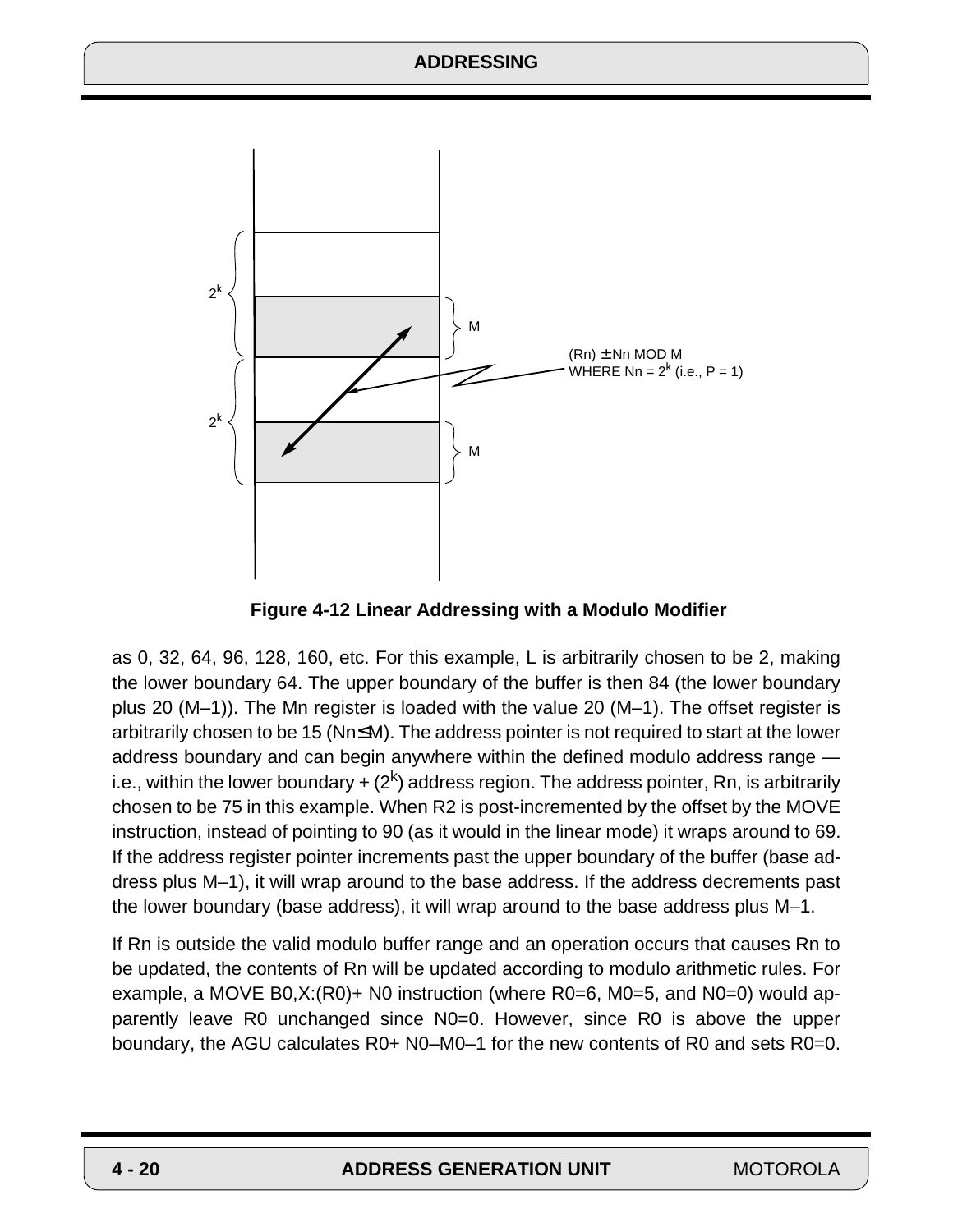Figure 4-12 Linear Addressing with a Modulo Modifier

as 0, 32, 64, 96, 128, 160, etc. For this example, L is arbitrarily chosen to be 2, making the lower boundary 64. The upper boundary of the buffer is then 84 (the lower boundary plus 20 (M–1)). The Mn register is loaded with the value 20 (M–1). The offset register is arbitrarily chosen to be 15 (Nn≤M). The address pointer is not required to start at the lower address boundary and can begin anywhere within the defined modulo address range — i.e., within the lower boundary + ($2^k$) address region. The address pointer, Rn, is arbitrarily chosen to be 75 in this example. When R2 is post-incremented by the offset by the MOVE instruction, instead of pointing to 90 (as it would in the linear mode) it wraps around to 69. If the address register pointer increments past the upper boundary of the buffer (base address plus M–1), it will wrap around to the base address. If the address decrements past the lower boundary (base address), it will wrap around to the base address plus M–1.

If Rn is outside the valid modulo buffer range and an operation occurs that causes Rn to be updated, the contents of Rn will be updated according to modulo arithmetic rules. For example, a MOVE B0,X:(R0)+ N0 instruction (where R0=6, M0=5, and N0=0) would apparently leave R0 unchanged since N0=0. However, since R0 is above the upper boundary, the AGU calculates R0+ N0–M0–1 for the new contents of R0 and sets R0=0.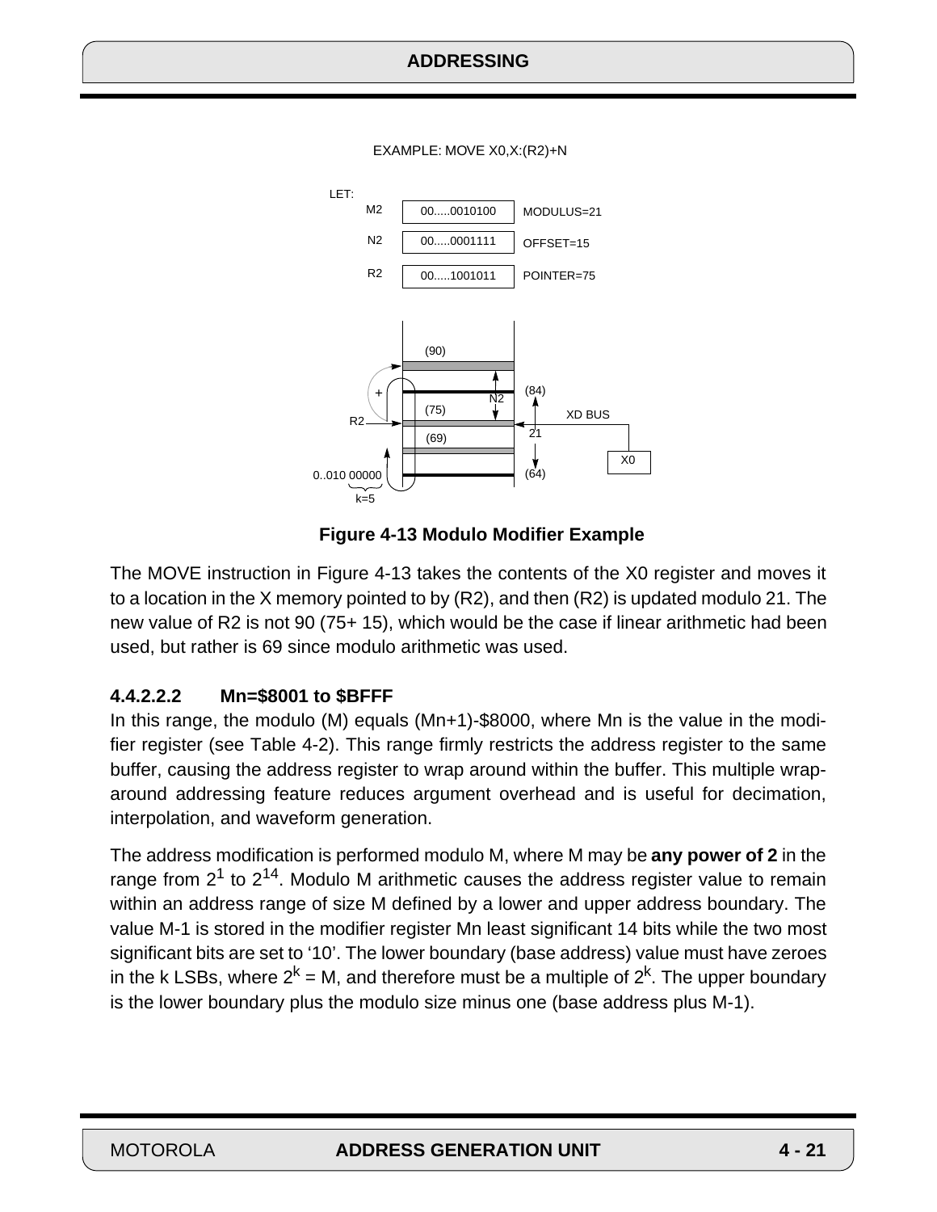Figure 4-13 Modulo Modifier Example

The MOVE instruction in Figure 4-13 takes the contents of the X0 register and moves it to a location in the X memory pointed to by (R2), and then (R2) is updated modulo 21. The new value of R2 is not 90 (75+ 15), which would be the case if linear arithmetic had been used, but rather is 69 since modulo arithmetic was used.

#### 4.4.2.2.2 Mn=$8001 to $BFFF

In this range, the modulo (M) equals (Mn+1)-$8000, where Mn is the value in the modifier register (see Table 4-2). This range firmly restricts the address register to the same buffer, causing the address register to wrap around within the buffer. This multiple wrap-around addressing feature reduces argument overhead and is useful for decimation, interpolation, and waveform generation.

The address modification is performed modulo M, where M may be **any power of 2** in the range from $2^1$ to $2^{14}$. Modulo M arithmetic causes the address register value to remain within an address range of size M defined by a lower and upper address boundary. The value M-1 is stored in the modifier register Mn least significant 14 bits while the two most significant bits are set to '10'. The lower boundary (base address) value must have zeroes in the k LSBs, where $2^k$ = M, and therefore must be a multiple of $2^k$. The upper boundary is the lower boundary plus the modulo size minus one (base address plus M-1).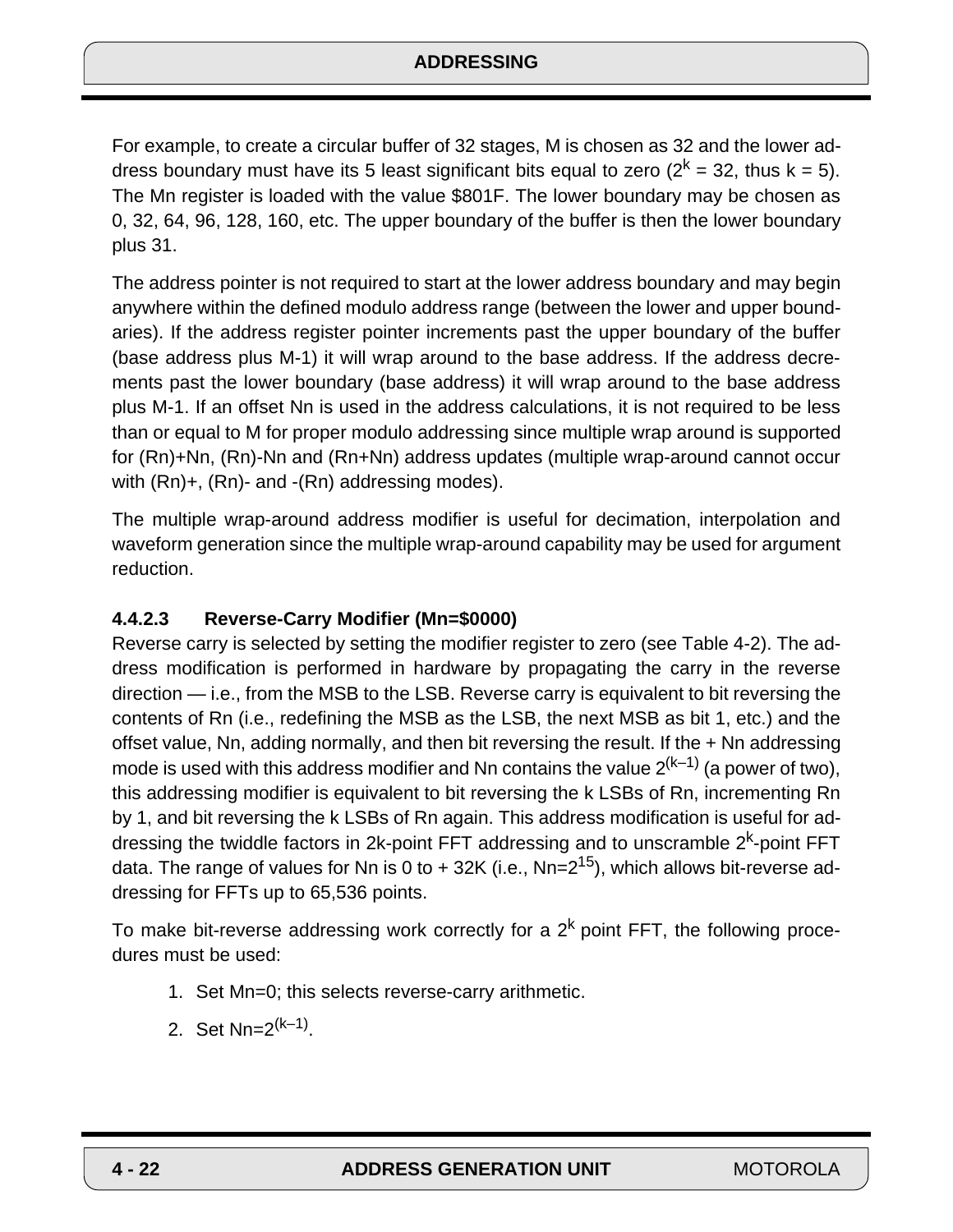For example, to create a circular buffer of 32 stages, M is chosen as 32 and the lower address boundary must have its 5 least significant bits equal to zero ($2^k = 32$, thus k = 5). The Mn register is loaded with the value $801F. The lower boundary may be chosen as 0, 32, 64, 96, 128, 160, etc. The upper boundary of the buffer is then the lower boundary plus 31.

The address pointer is not required to start at the lower address boundary and may begin anywhere within the defined modulo address range (between the lower and upper boundaries). If the address register pointer increments past the upper boundary of the buffer (base address plus M-1) it will wrap around to the base address. If the address decrements past the lower boundary (base address) it will wrap around to the base address plus M-1. If an offset Nn is used in the address calculations, it is not required to be less than or equal to M for proper modulo addressing since multiple wrap around is supported for (Rn)+Nn, (Rn)-Nn and (Rn+Nn) address updates (multiple wrap-around cannot occur with (Rn)+, (Rn)- and -(Rn) addressing modes).

The multiple wrap-around address modifier is useful for decimation, interpolation and waveform generation since the multiple wrap-around capability may be used for argument reduction.

#### 4.4.2.3 Reverse-Carry Modifier (Mn=$0000)

Reverse carry is selected by setting the modifier register to zero (see Table 4-2). The address modification is performed in hardware by propagating the carry in the reverse direction — i.e., from the MSB to the LSB. Reverse carry is equivalent to bit reversing the contents of Rn (i.e., redefining the MSB as the LSB, the next MSB as bit 1, etc.) and the offset value, Nn, adding normally, and then bit reversing the result. If the + Nn addressing mode is used with this address modifier and Nn contains the value $2^{(k-1)}$ (a power of two), this addressing modifier is equivalent to bit reversing the k LSBs of Rn, incrementing Rn by 1, and bit reversing the k LSBs of Rn again. This address modification is useful for addressing the twiddle factors in 2k-point FFT addressing and to unscramble $2^k$-point FFT data. The range of values for Nn is 0 to + 32K (i.e., Nn=$2^{15}$), which allows bit-reverse addressing for FFTs up to 65,536 points.

To make bit-reverse addressing work correctly for a $2^k$ point FFT, the following procedures must be used:

1. Set Mn=0; this selects reverse-carry arithmetic.
2. Set Nn=$2^{(k-1)}$.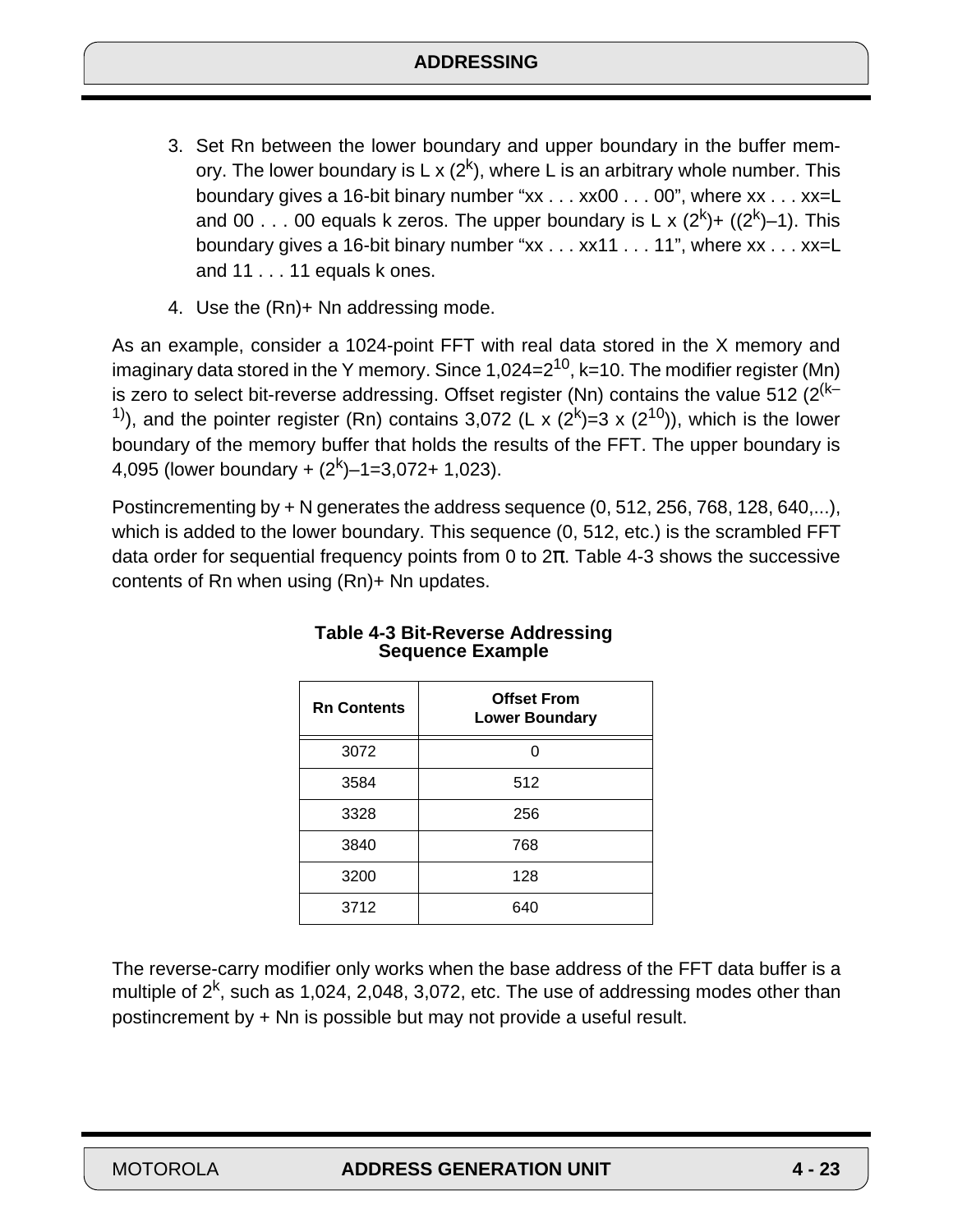3. Set Rn between the lower boundary and upper boundary in the buffer memory. The lower boundary is L x ($2^k$), where L is an arbitrary whole number. This boundary gives a 16-bit binary number "xx . . . xx00 . . . 00", where xx . . . xx=L and 00 . . . 00 equals k zeros. The upper boundary is L x ($2^k$)+ (($2^k$)–1). This boundary gives a 16-bit binary number "xx . . . xx11 . . . 11", where xx . . . xx=L and 11 . . . 11 equals k ones.
4. Use the (Rn)+ Nn addressing mode.

As an example, consider a 1024-point FFT with real data stored in the X memory and imaginary data stored in the Y memory. Since 1,024=$2^{10}$, k=10. The modifier register (Mn) is zero to select bit-reverse addressing. Offset register (Nn) contains the value 512 ($2^{(k-1)}$), and the pointer register (Rn) contains 3,072 (L x ($2^k$)=3 x ($2^{10}$)), which is the lower boundary of the memory buffer that holds the results of the FFT. The upper boundary is 4,095 (lower boundary + ($2^k$)–1=3,072+ 1,023).

Postincrementing by + N generates the address sequence (0, 512, 256, 768, 128, 640,...), which is added to the lower boundary. This sequence (0, 512, etc.) is the scrambled FFT data order for sequential frequency points from 0 to 2π. Table 4-3 shows the successive contents of Rn when using (Rn)+ Nn updates.

**Table 4-3 Bit-Reverse Addressing Sequence Example**

| Rn Contents | Offset From Lower Boundary |
|---|---|
| 3072 | 0 |
| 3584 | 512 |
| 3328 | 256 |
| 3840 | 768 |
| 3200 | 128 |
| 3712 | 640 |

The reverse-carry modifier only works when the base address of the FFT data buffer is a multiple of $2^k$, such as 1,024, 2,048, 3,072, etc. The use of addressing modes other than postincrement by + Nn is possible but may not provide a useful result.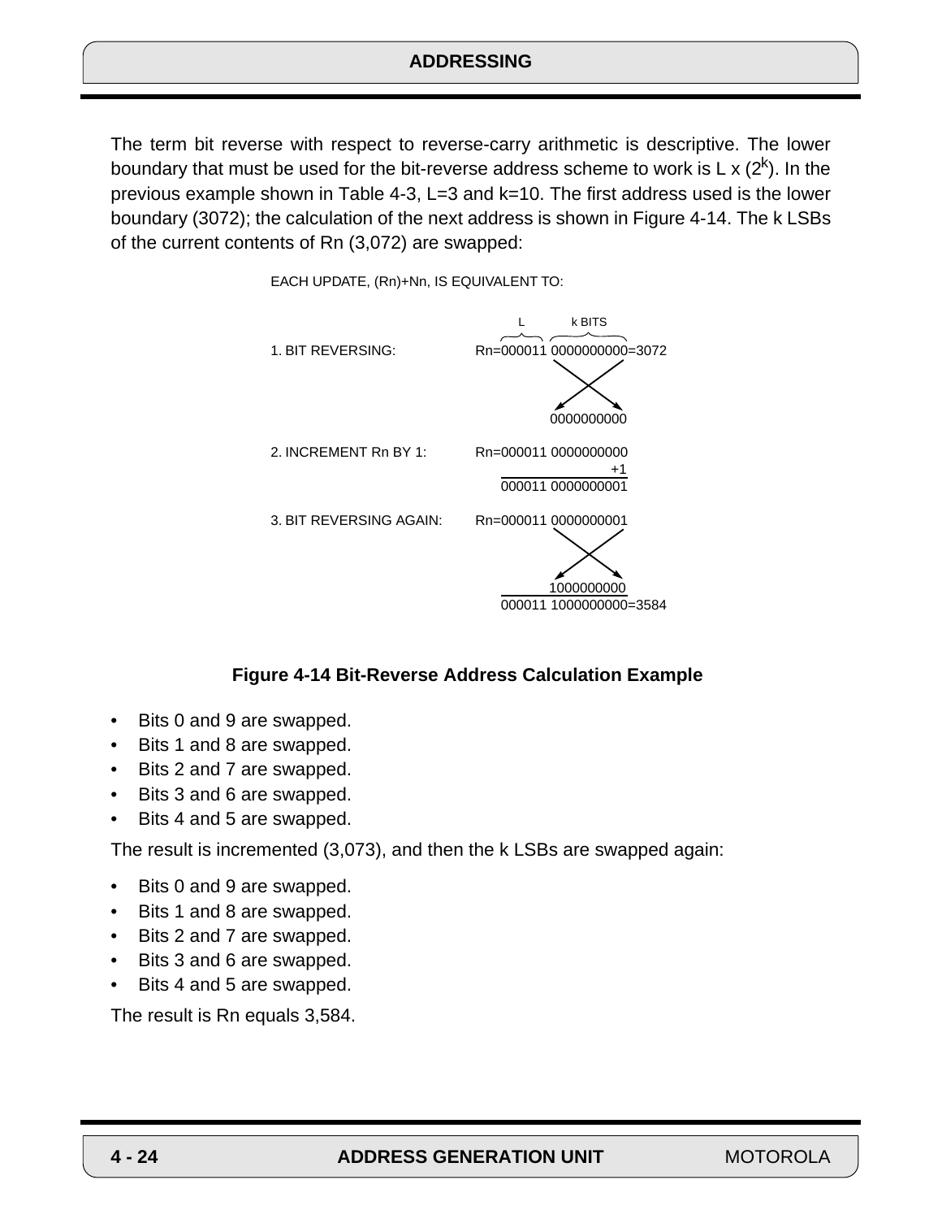The term bit reverse with respect to reverse-carry arithmetic is descriptive. The lower boundary that must be used for the bit-reverse address scheme to work is L x ($2^k$). In the previous example shown in Table 4-3, L=3 and k=10. The first address used is the lower boundary (3072); the calculation of the next address is shown in Figure 4-14. The k LSBs of the current contents of Rn (3,072) are swapped:

```
EACH UPDATE, (Rn)+Nn, IS EQUIVALENT TO:

                                 L        k BITS
1. BIT REVERSING:          Rn=000011 0000000000=3072
                                        (bits reversed)
                                     0000000000

2. INCREMENT Rn BY 1:      Rn=000011 0000000000
                                             +1
                              000011 0000000001

3. BIT REVERSING AGAIN:    Rn=000011 0000000001
                                        (bits reversed)
                                     1000000000
                              000011 1000000000=3584
```

**Figure 4-14 Bit-Reverse Address Calculation Example**

- Bits 0 and 9 are swapped.
- Bits 1 and 8 are swapped.
- Bits 2 and 7 are swapped.
- Bits 3 and 6 are swapped.
- Bits 4 and 5 are swapped.

The result is incremented (3,073), and then the k LSBs are swapped again:

- Bits 0 and 9 are swapped.
- Bits 1 and 8 are swapped.
- Bits 2 and 7 are swapped.
- Bits 3 and 6 are swapped.
- Bits 4 and 5 are swapped.

The result is Rn equals 3,584.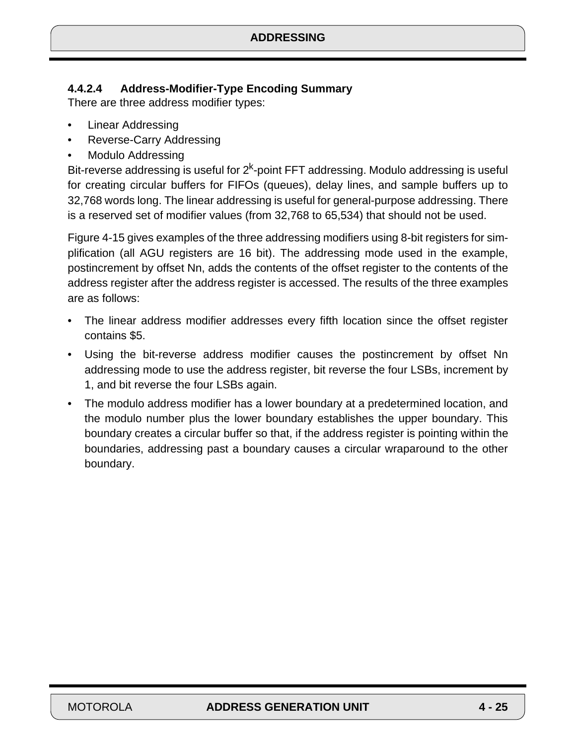#### 4.4.2.4 Address-Modifier-Type Encoding Summary

There are three address modifier types:

- Linear Addressing
- Reverse-Carry Addressing
- Modulo Addressing

Bit-reverse addressing is useful for $2^k$-point FFT addressing. Modulo addressing is useful for creating circular buffers for FIFOs (queues), delay lines, and sample buffers up to 32,768 words long. The linear addressing is useful for general-purpose addressing. There is a reserved set of modifier values (from 32,768 to 65,534) that should not be used.

Figure 4-15 gives examples of the three addressing modifiers using 8-bit registers for simplification (all AGU registers are 16 bit). The addressing mode used in the example, postincrement by offset Nn, adds the contents of the offset register to the contents of the address register after the address register is accessed. The results of the three examples are as follows:

- The linear address modifier addresses every fifth location since the offset register contains $5.
- Using the bit-reverse address modifier causes the postincrement by offset Nn addressing mode to use the address register, bit reverse the four LSBs, increment by 1, and bit reverse the four LSBs again.
- The modulo address modifier has a lower boundary at a predetermined location, and the modulo number plus the lower boundary establishes the upper boundary. This boundary creates a circular buffer so that, if the address register is pointing within the boundaries, addressing past a boundary causes a circular wraparound to the other boundary.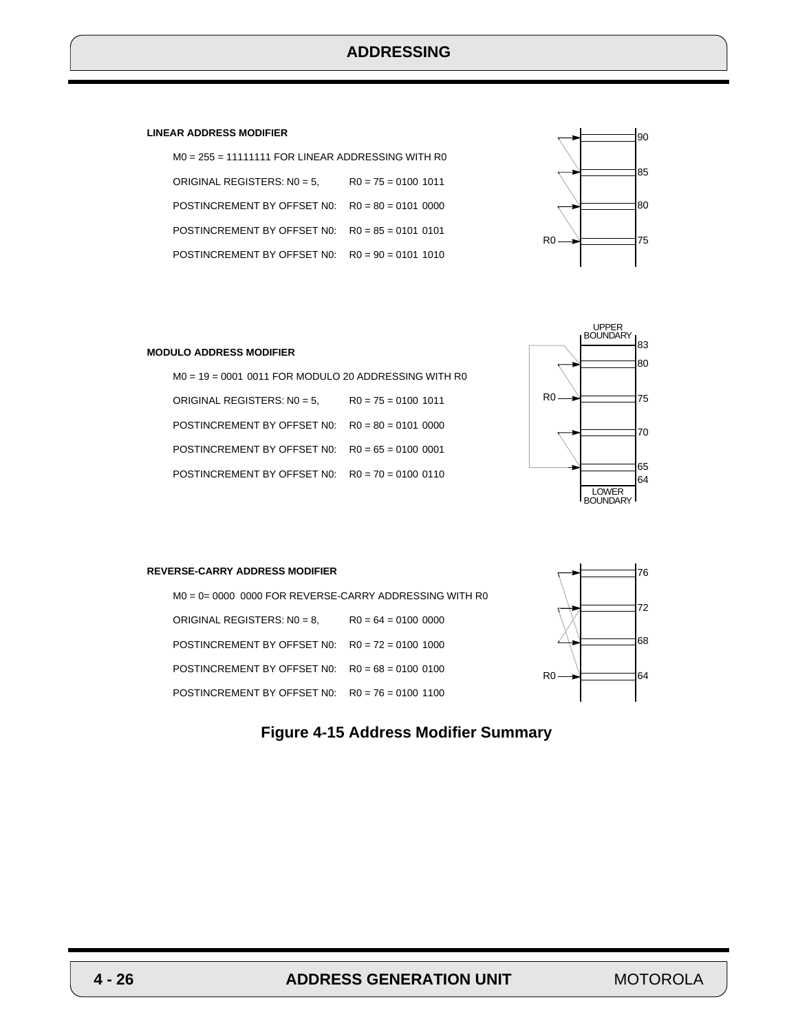**LINEAR ADDRESS MODIFIER**

M0 = 255 = 11111111 FOR LINEAR ADDRESSING WITH R0

ORIGINAL REGISTERS: N0 = 5, R0 = 75 = 0100 1011

POSTINCREMENT BY OFFSET N0: R0 = 80 = 0101 0000

POSTINCREMENT BY OFFSET N0: R0 = 85 = 0101 0101

POSTINCREMENT BY OFFSET N0: R0 = 90 = 0101 1010

90
85
80
R0
75

**MODULO ADDRESS MODIFIER**

M0 = 19 = 0001 0011 FOR MODULO 20 ADDRESSING WITH R0

ORIGINAL REGISTERS: N0 = 5, R0 = 75 = 0100 1011

POSTINCREMENT BY OFFSET N0: R0 = 80 = 0101 0000

POSTINCREMENT BY OFFSET N0: R0 = 65 = 0100 0001

POSTINCREMENT BY OFFSET N0: R0 = 70 = 0100 0110

UPPER BOUNDARY
83
80
R0
75
70
65
64
LOWER BOUNDARY

**REVERSE-CARRY ADDRESS MODIFIER**

M0 = 0= 0000 0000 FOR REVERSE-CARRY ADDRESSING WITH R0

ORIGINAL REGISTERS: N0 = 8, R0 = 64 = 0100 0000

POSTINCREMENT BY OFFSET N0: R0 = 72 = 0100 1000

POSTINCREMENT BY OFFSET N0: R0 = 68 = 0100 0100

POSTINCREMENT BY OFFSET N0: R0 = 76 = 0100 1100

76
72
68
R0
64

**Figure 4-15 Address Modifier Summary**